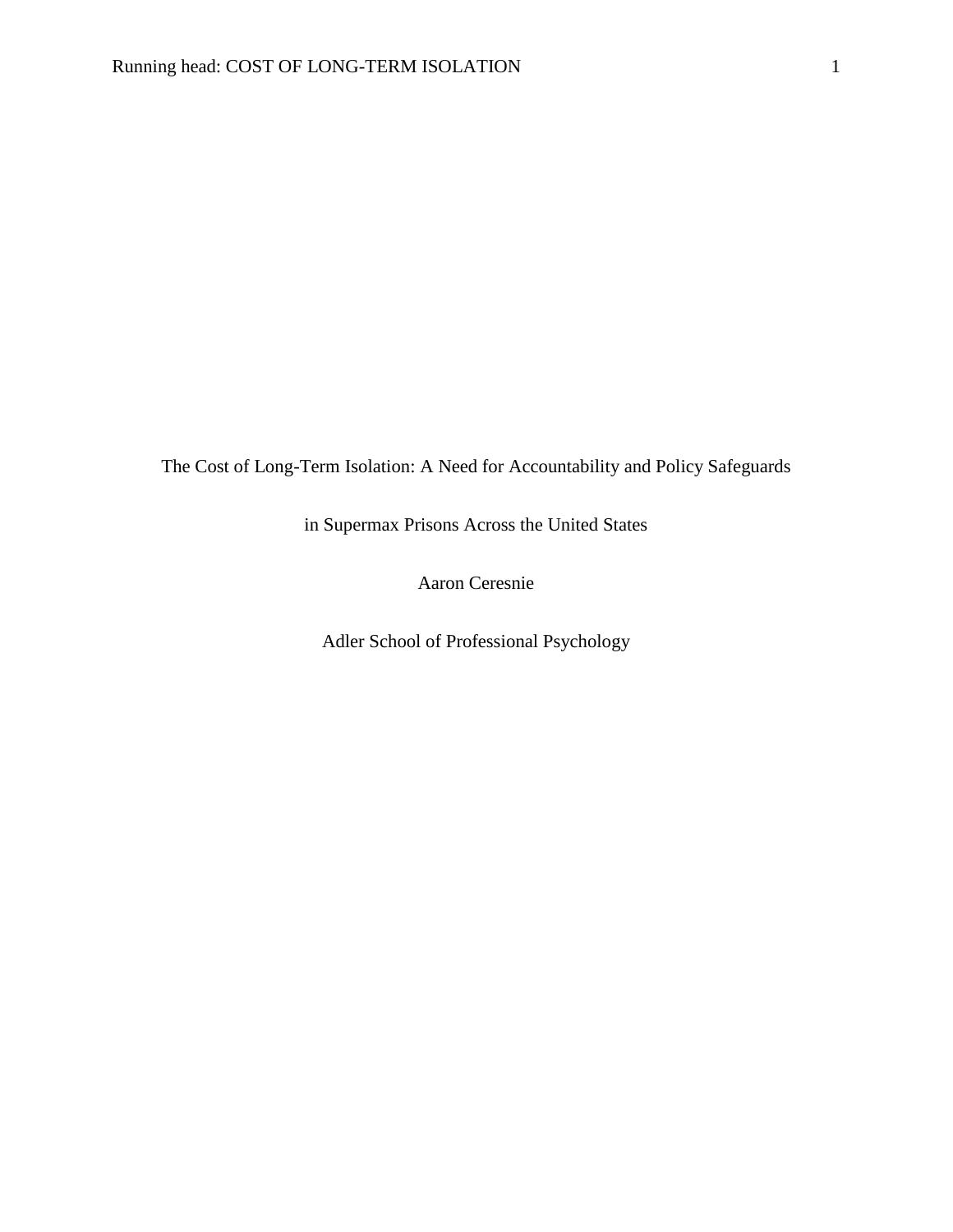# The Cost of Long-Term Isolation: A Need for Accountability and Policy Safeguards in Supermax Prisons Across the United States

Aaron Ceresnie

Adler School of Professional Psychology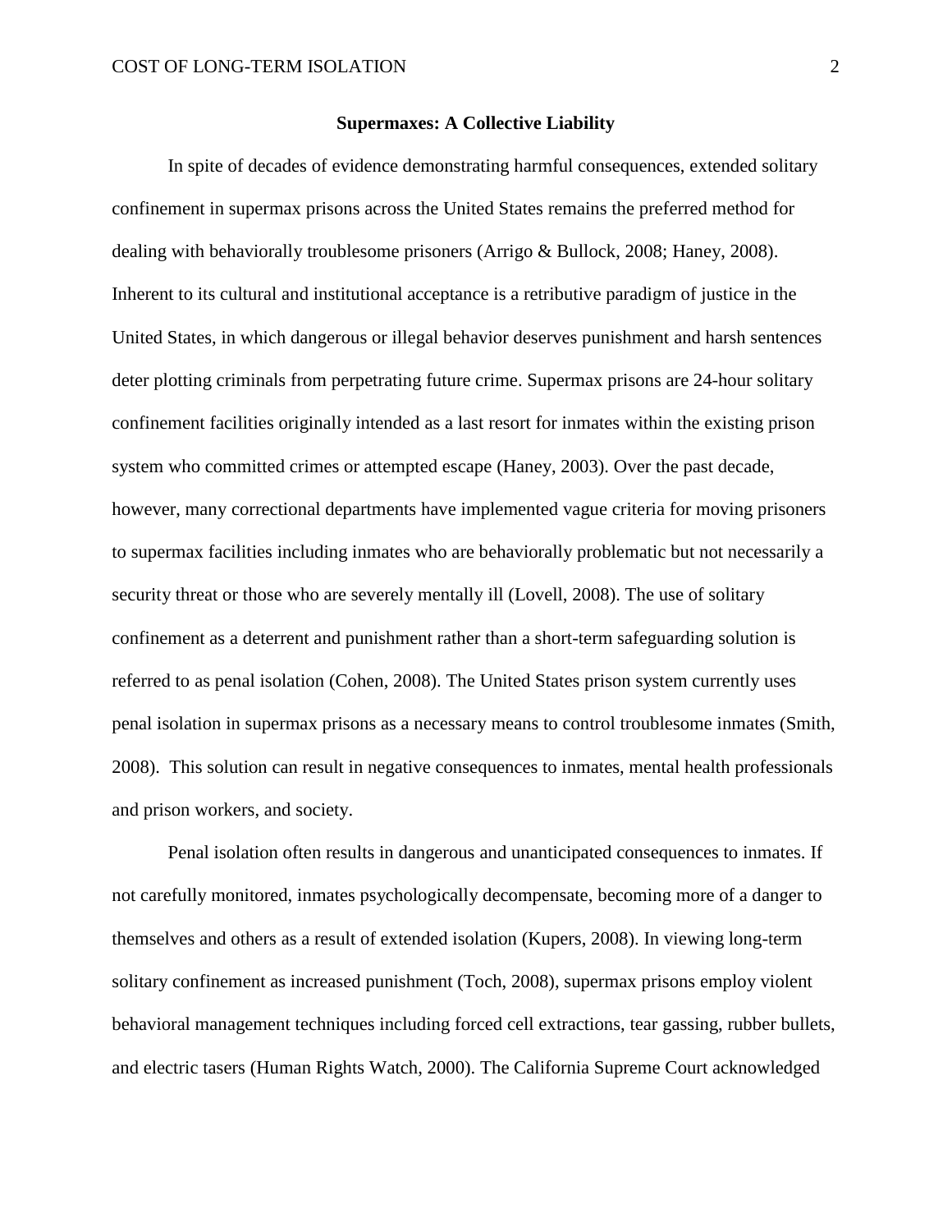**Supermaxes: A Collective Liability**

In spite of decades of evidence demonstrating harmful consequences, extended solitary confinement in supermax prisons across the United States remains the preferred method for dealing with behaviorally troublesome prisoners (Arrigo & Bullock, 2008; Haney, 2008). Inherent to its cultural and institutional acceptance is a retributive paradigm of justice in the United States, in which dangerous or illegal behavior deserves punishment and harsh sentences deter plotting criminals from perpetrating future crime. Supermax prisons are 24-hour solitary confinement facilities originally intended as a last resort for inmates within the existing prison system who committed crimes or attempted escape (Haney, 2003). Over the past decade, however, many correctional departments have implemented vague criteria for moving prisoners to supermax facilities including inmates who are behaviorally problematic but not necessarily a security threat or those who are severely mentally ill (Lovell, 2008). The use of solitary confinement as a deterrent and punishment rather than a short-term safeguarding solution is referred to as penal isolation (Cohen, 2008). The United States prison system currently uses penal isolation in supermax prisons as a necessary means to control troublesome inmates (Smith, 2008). This solution can result in negative consequences to inmates, mental health professionals and prison workers, and society.

Penal isolation often results in dangerous and unanticipated consequences to inmates. If not carefully monitored, inmates psychologically decompensate, becoming more of a danger to themselves and others as a result of extended isolation (Kupers, 2008). In viewing long-term solitary confinement as increased punishment (Toch, 2008), supermax prisons employ violent behavioral management techniques including forced cell extractions, tear gassing, rubber bullets, and electric tasers (Human Rights Watch, 2000). The California Supreme Court acknowledged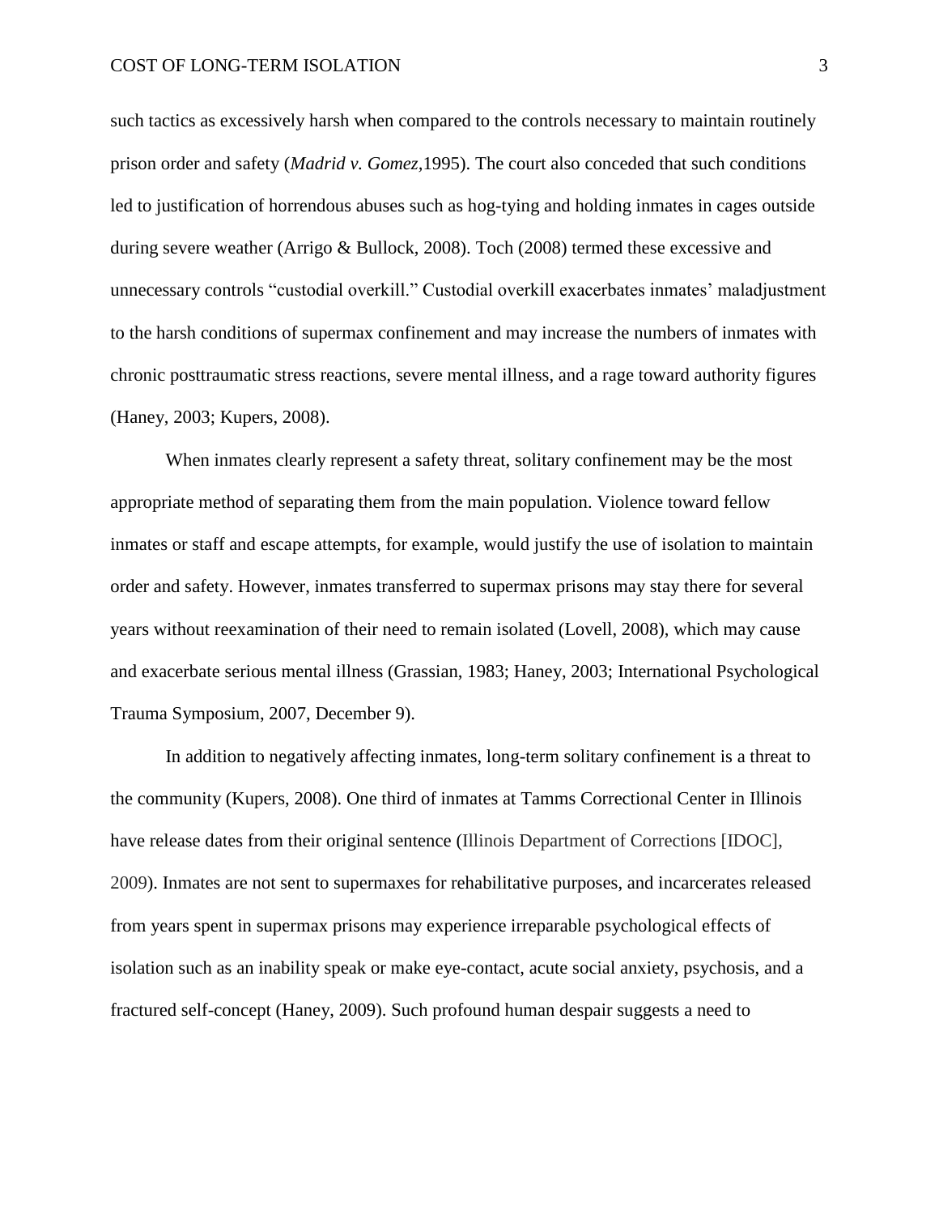such tactics as excessively harsh when compared to the controls necessary to maintain routinely prison order and safety (*Madrid v. Gomez,*1995). The court also conceded that such conditions led to justification of horrendous abuses such as hog-tying and holding inmates in cages outside during severe weather (Arrigo & Bullock, 2008). Toch (2008) termed these excessive and unnecessary controls "custodial overkill." Custodial overkill exacerbates inmates' maladjustment to the harsh conditions of supermax confinement and may increase the numbers of inmates with chronic posttraumatic stress reactions, severe mental illness, and a rage toward authority figures (Haney, 2003; Kupers, 2008).

When inmates clearly represent a safety threat, solitary confinement may be the most appropriate method of separating them from the main population. Violence toward fellow inmates or staff and escape attempts, for example, would justify the use of isolation to maintain order and safety. However, inmates transferred to supermax prisons may stay there for several years without reexamination of their need to remain isolated (Lovell, 2008), which may cause and exacerbate serious mental illness (Grassian, 1983; Haney, 2003; International Psychological Trauma Symposium, 2007, December 9).

In addition to negatively affecting inmates, long-term solitary confinement is a threat to the community (Kupers, 2008). One third of inmates at Tamms Correctional Center in Illinois have release dates from their original sentence (Illinois Department of Corrections [IDOC], 2009). Inmates are not sent to supermaxes for rehabilitative purposes, and incarcerates released from years spent in supermax prisons may experience irreparable psychological effects of isolation such as an inability speak or make eye-contact, acute social anxiety, psychosis, and a fractured self-concept (Haney, 2009). Such profound human despair suggests a need to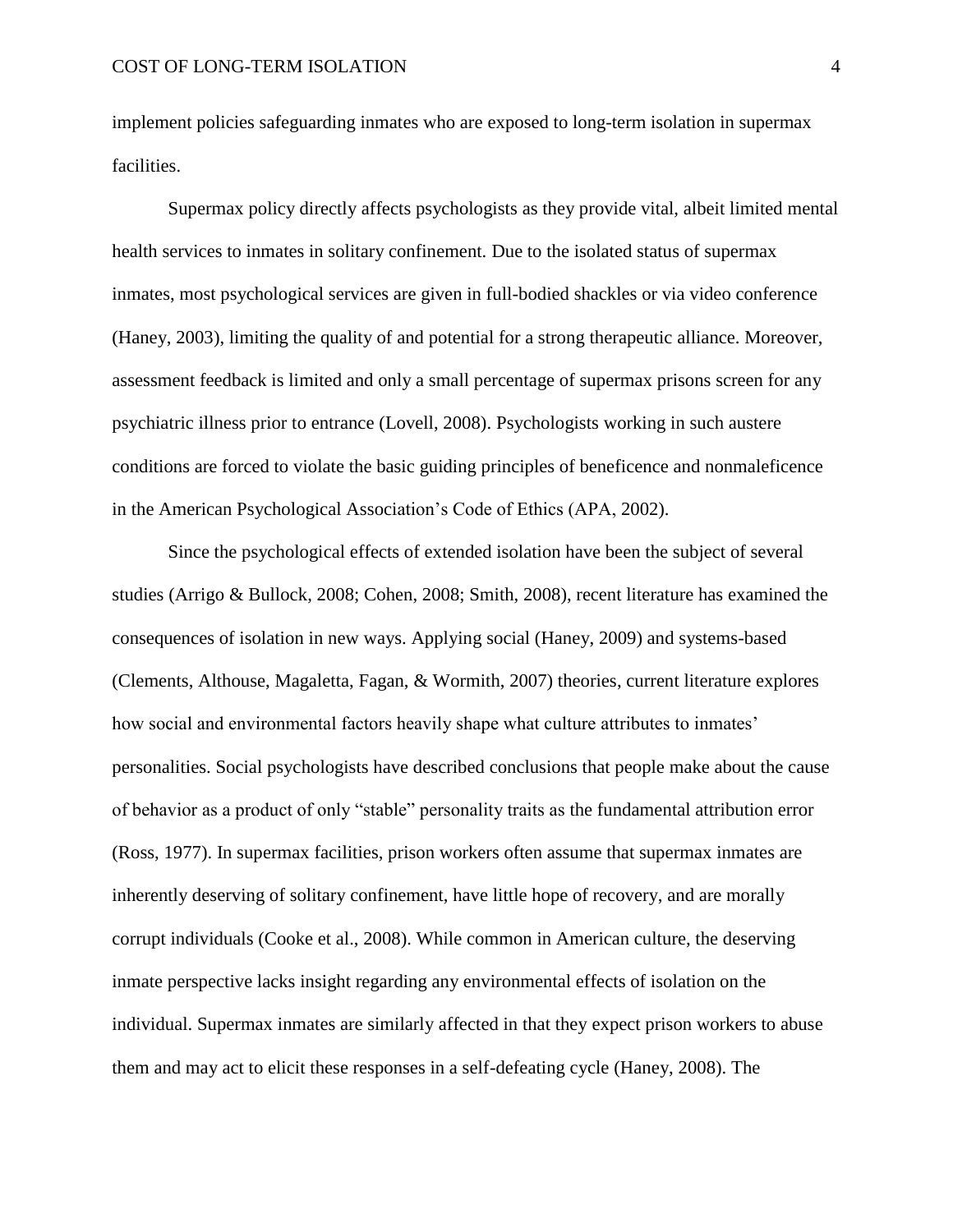implement policies safeguarding inmates who are exposed to long-term isolation in supermax facilities.

Supermax policy directly affects psychologists as they provide vital, albeit limited mental health services to inmates in solitary confinement. Due to the isolated status of supermax inmates, most psychological services are given in full-bodied shackles or via video conference (Haney, 2003), limiting the quality of and potential for a strong therapeutic alliance. Moreover, assessment feedback is limited and only a small percentage of supermax prisons screen for any psychiatric illness prior to entrance (Lovell, 2008). Psychologists working in such austere conditions are forced to violate the basic guiding principles of beneficence and nonmaleficence in the American Psychological Association's Code of Ethics (APA, 2002).

Since the psychological effects of extended isolation have been the subject of several studies (Arrigo & Bullock, 2008; Cohen, 2008; Smith, 2008), recent literature has examined the consequences of isolation in new ways. Applying social (Haney, 2009) and systems-based (Clements, Althouse, Magaletta, Fagan, & Wormith, 2007) theories, current literature explores how social and environmental factors heavily shape what culture attributes to inmates' personalities. Social psychologists have described conclusions that people make about the cause of behavior as a product of only "stable" personality traits as the fundamental attribution error (Ross, 1977). In supermax facilities, prison workers often assume that supermax inmates are inherently deserving of solitary confinement, have little hope of recovery, and are morally corrupt individuals (Cooke et al., 2008). While common in American culture, the deserving inmate perspective lacks insight regarding any environmental effects of isolation on the individual. Supermax inmates are similarly affected in that they expect prison workers to abuse them and may act to elicit these responses in a self-defeating cycle (Haney, 2008). The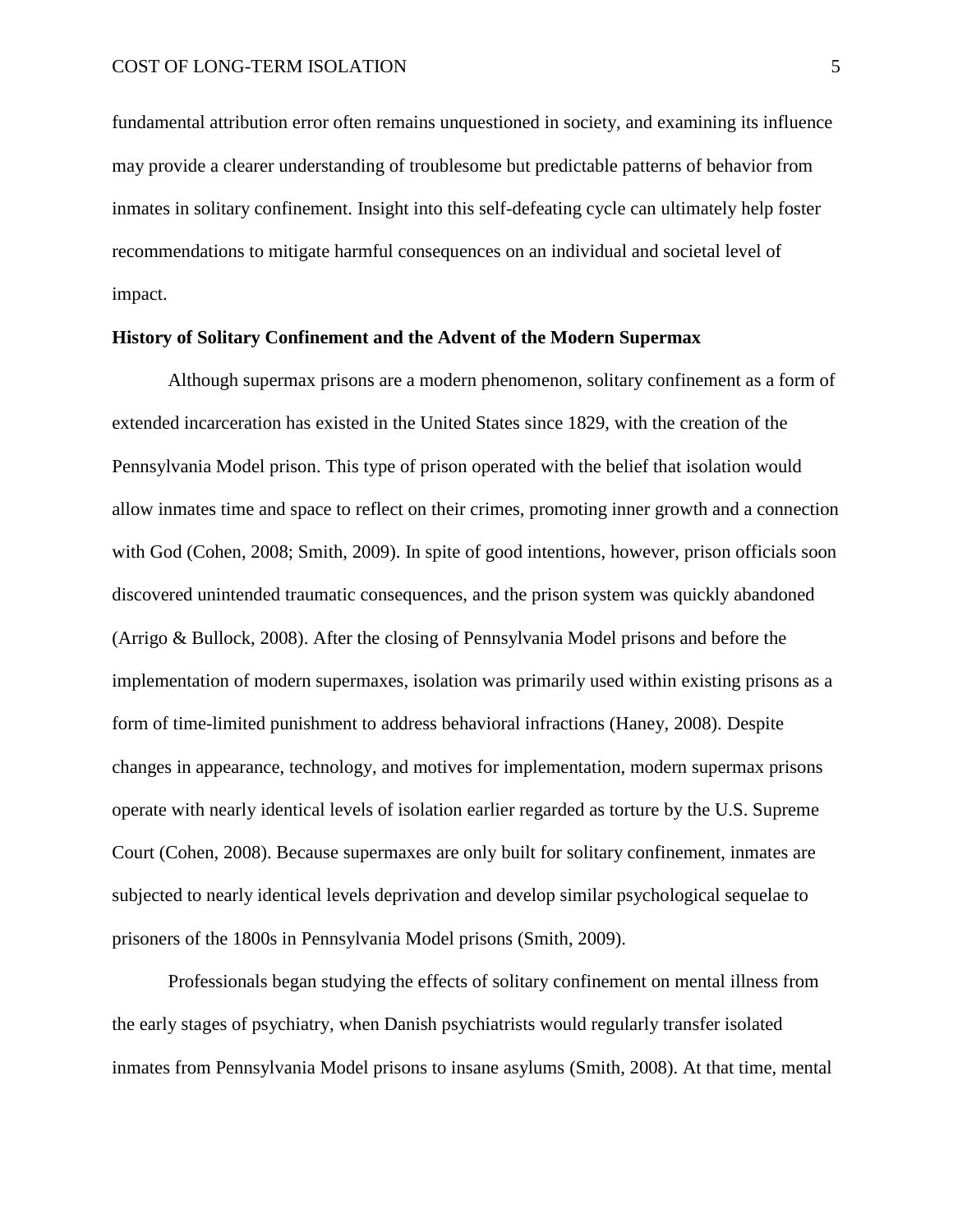fundamental attribution error often remains unquestioned in society, and examining its influence may provide a clearer understanding of troublesome but predictable patterns of behavior from inmates in solitary confinement. Insight into this self-defeating cycle can ultimately help foster recommendations to mitigate harmful consequences on an individual and societal level of impact.

## History of Solitary Confinement and the Advent of the Modern Supermax

Although supermax prisons are a modern phenomenon, solitary confinement as a form of extended incarceration has existed in the United States since 1829, with the creation of the Pennsylvania Model prison. This type of prison operated with the belief that isolation would allow inmates time and space to reflect on their crimes, promoting inner growth and a connection with God (Cohen, 2008; Smith, 2009). In spite of good intentions, however, prison officials soon discovered unintended traumatic consequences, and the prison system was quickly abandoned (Arrigo & Bullock, 2008). After the closing of Pennsylvania Model prisons and before the implementation of modern supermaxes, isolation was primarily used within existing prisons as a form of time-limited punishment to address behavioral infractions (Haney, 2008). Despite changes in appearance, technology, and motives for implementation, modern supermax prisons operate with nearly identical levels of isolation earlier regarded as torture by the U.S. Supreme Court (Cohen, 2008). Because supermaxes are only built for solitary confinement, inmates are subjected to nearly identical levels deprivation and develop similar psychological sequelae to prisoners of the 1800s in Pennsylvania Model prisons (Smith, 2009).

Professionals began studying the effects of solitary confinement on mental illness from the early stages of psychiatry, when Danish psychiatrists would regularly transfer isolated inmates from Pennsylvania Model prisons to insane asylums (Smith, 2008). At that time, mental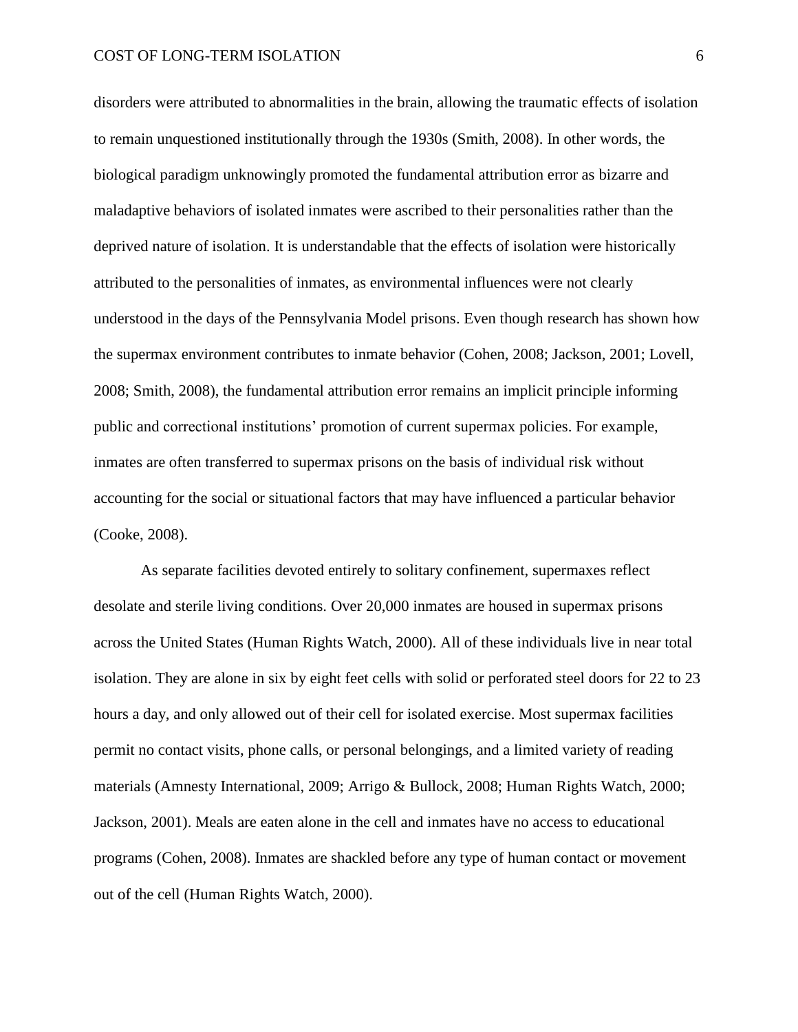disorders were attributed to abnormalities in the brain, allowing the traumatic effects of isolation to remain unquestioned institutionally through the 1930s (Smith, 2008). In other words, the biological paradigm unknowingly promoted the fundamental attribution error as bizarre and maladaptive behaviors of isolated inmates were ascribed to their personalities rather than the deprived nature of isolation. It is understandable that the effects of isolation were historically attributed to the personalities of inmates, as environmental influences were not clearly understood in the days of the Pennsylvania Model prisons. Even though research has shown how the supermax environment contributes to inmate behavior (Cohen, 2008; Jackson, 2001; Lovell, 2008; Smith, 2008), the fundamental attribution error remains an implicit principle informing public and correctional institutions' promotion of current supermax policies. For example, inmates are often transferred to supermax prisons on the basis of individual risk without accounting for the social or situational factors that may have influenced a particular behavior (Cooke, 2008).

As separate facilities devoted entirely to solitary confinement, supermaxes reflect desolate and sterile living conditions. Over 20,000 inmates are housed in supermax prisons across the United States (Human Rights Watch, 2000). All of these individuals live in near total isolation. They are alone in six by eight feet cells with solid or perforated steel doors for 22 to 23 hours a day, and only allowed out of their cell for isolated exercise. Most supermax facilities permit no contact visits, phone calls, or personal belongings, and a limited variety of reading materials (Amnesty International, 2009; Arrigo & Bullock, 2008; Human Rights Watch, 2000; Jackson, 2001). Meals are eaten alone in the cell and inmates have no access to educational programs (Cohen, 2008). Inmates are shackled before any type of human contact or movement out of the cell (Human Rights Watch, 2000).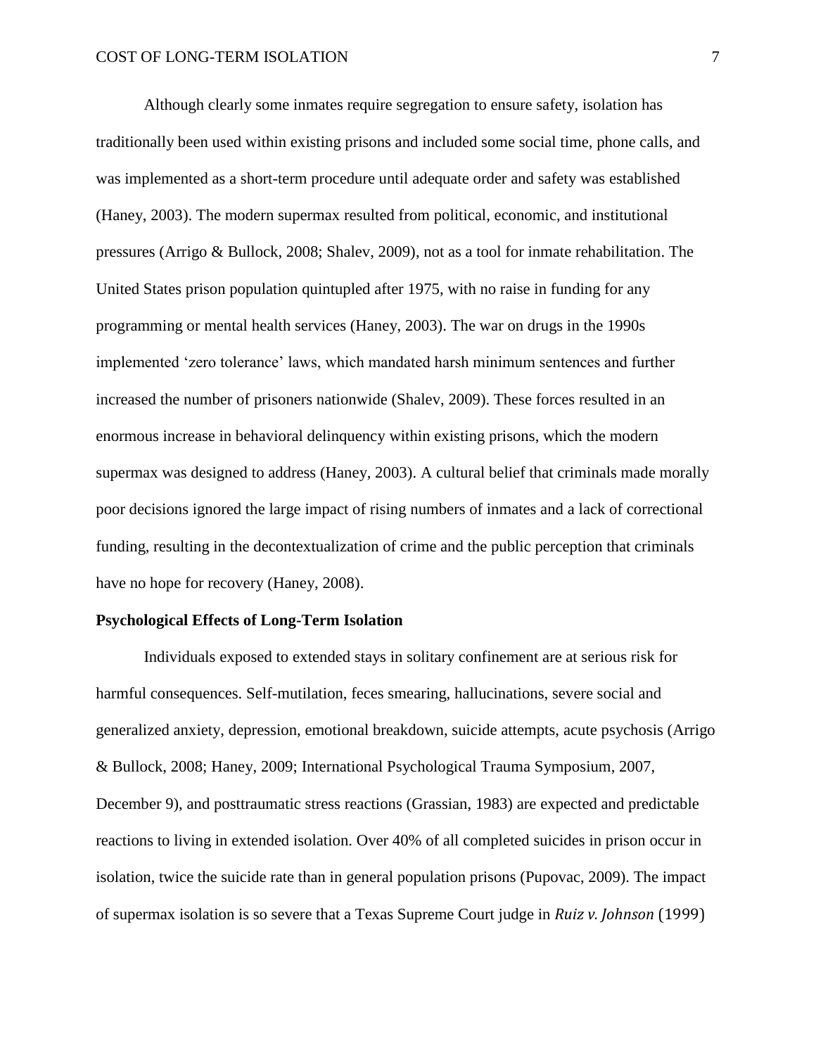Although clearly some inmates require segregation to ensure safety, isolation has traditionally been used within existing prisons and included some social time, phone calls, and was implemented as a short-term procedure until adequate order and safety was established (Haney, 2003). The modern supermax resulted from political, economic, and institutional pressures (Arrigo & Bullock, 2008; Shalev, 2009), not as a tool for inmate rehabilitation. The United States prison population quintupled after 1975, with no raise in funding for any programming or mental health services (Haney, 2003). The war on drugs in the 1990s implemented 'zero tolerance' laws, which mandated harsh minimum sentences and further increased the number of prisoners nationwide (Shalev, 2009). These forces resulted in an enormous increase in behavioral delinquency within existing prisons, which the modern supermax was designed to address (Haney, 2003). A cultural belief that criminals made morally poor decisions ignored the large impact of rising numbers of inmates and a lack of correctional funding, resulting in the decontextualization of crime and the public perception that criminals have no hope for recovery (Haney, 2008).

**Psychological Effects of Long-Term Isolation**

Individuals exposed to extended stays in solitary confinement are at serious risk for harmful consequences. Self-mutilation, feces smearing, hallucinations, severe social and generalized anxiety, depression, emotional breakdown, suicide attempts, acute psychosis (Arrigo & Bullock, 2008; Haney, 2009; International Psychological Trauma Symposium, 2007, December 9), and posttraumatic stress reactions (Grassian, 1983) are expected and predictable reactions to living in extended isolation. Over 40% of all completed suicides in prison occur in isolation, twice the suicide rate than in general population prisons (Pupovac, 2009). The impact of supermax isolation is so severe that a Texas Supreme Court judge in *Ruiz v. Johnson* (1999)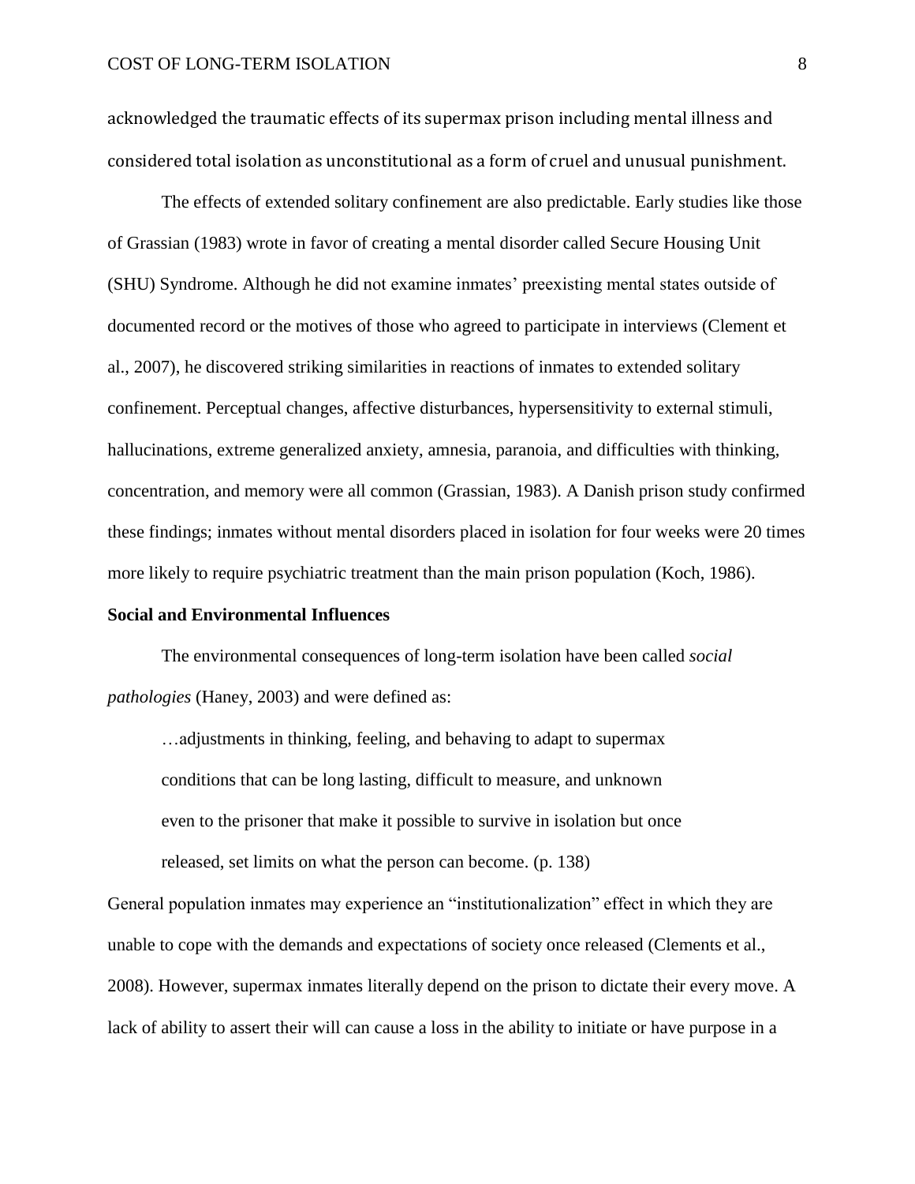acknowledged the traumatic effects of its supermax prison including mental illness and considered total isolation as unconstitutional as a form of cruel and unusual punishment.

The effects of extended solitary confinement are also predictable. Early studies like those of Grassian (1983) wrote in favor of creating a mental disorder called Secure Housing Unit (SHU) Syndrome. Although he did not examine inmates' preexisting mental states outside of documented record or the motives of those who agreed to participate in interviews (Clement et al., 2007), he discovered striking similarities in reactions of inmates to extended solitary confinement. Perceptual changes, affective disturbances, hypersensitivity to external stimuli, hallucinations, extreme generalized anxiety, amnesia, paranoia, and difficulties with thinking, concentration, and memory were all common (Grassian, 1983). A Danish prison study confirmed these findings; inmates without mental disorders placed in isolation for four weeks were 20 times more likely to require psychiatric treatment than the main prison population (Koch, 1986).

**Social and Environmental Influences**

The environmental consequences of long-term isolation have been called *social pathologies* (Haney, 2003) and were defined as:

> …adjustments in thinking, feeling, and behaving to adapt to supermax conditions that can be long lasting, difficult to measure, and unknown even to the prisoner that make it possible to survive in isolation but once released, set limits on what the person can become. (p. 138)

General population inmates may experience an "institutionalization" effect in which they are unable to cope with the demands and expectations of society once released (Clements et al., 2008). However, supermax inmates literally depend on the prison to dictate their every move. A lack of ability to assert their will can cause a loss in the ability to initiate or have purpose in a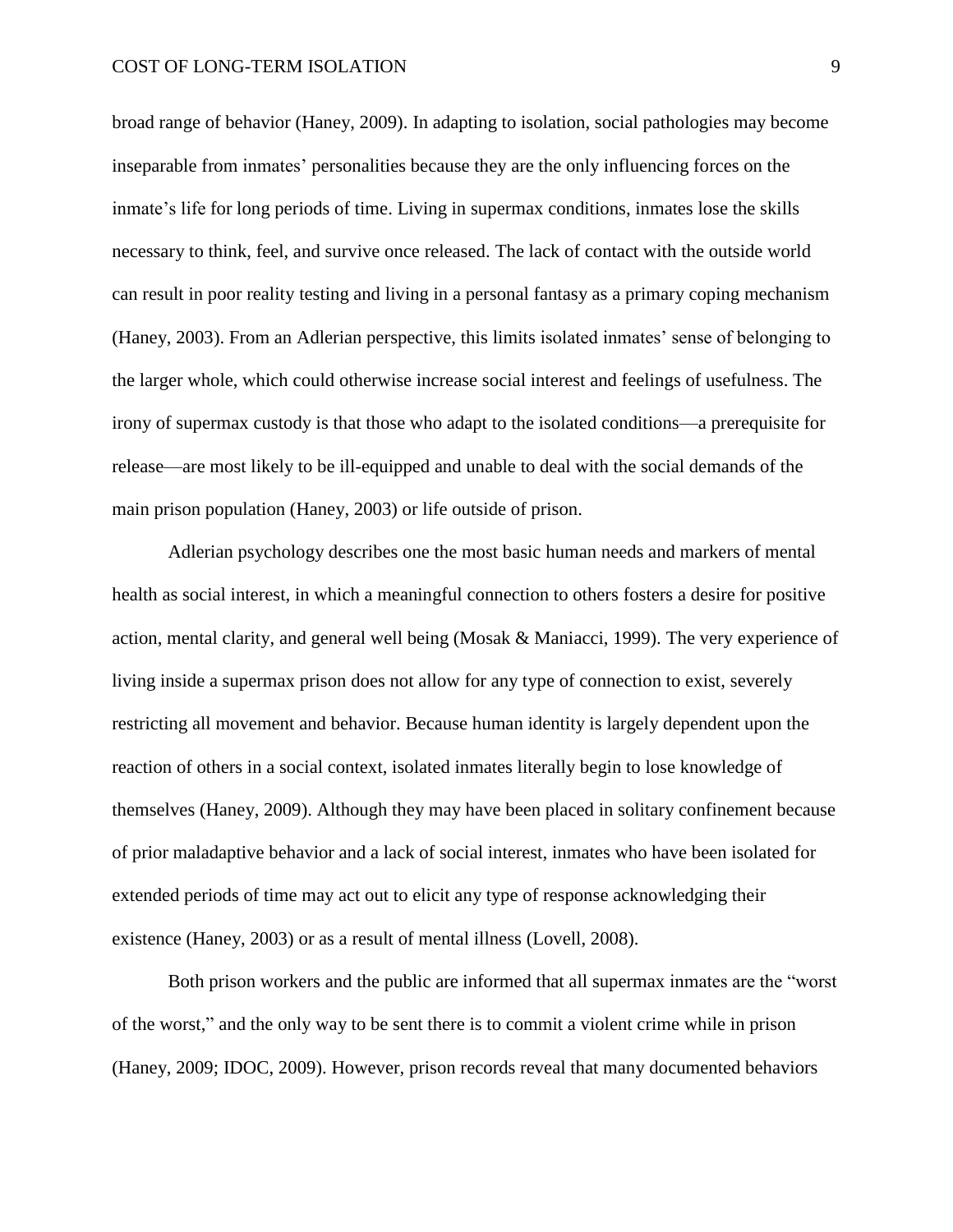broad range of behavior (Haney, 2009). In adapting to isolation, social pathologies may become inseparable from inmates' personalities because they are the only influencing forces on the inmate's life for long periods of time. Living in supermax conditions, inmates lose the skills necessary to think, feel, and survive once released. The lack of contact with the outside world can result in poor reality testing and living in a personal fantasy as a primary coping mechanism (Haney, 2003). From an Adlerian perspective, this limits isolated inmates' sense of belonging to the larger whole, which could otherwise increase social interest and feelings of usefulness. The irony of supermax custody is that those who adapt to the isolated conditions—a prerequisite for release—are most likely to be ill-equipped and unable to deal with the social demands of the main prison population (Haney, 2003) or life outside of prison.

Adlerian psychology describes one the most basic human needs and markers of mental health as social interest, in which a meaningful connection to others fosters a desire for positive action, mental clarity, and general well being (Mosak & Maniacci, 1999). The very experience of living inside a supermax prison does not allow for any type of connection to exist, severely restricting all movement and behavior. Because human identity is largely dependent upon the reaction of others in a social context, isolated inmates literally begin to lose knowledge of themselves (Haney, 2009). Although they may have been placed in solitary confinement because of prior maladaptive behavior and a lack of social interest, inmates who have been isolated for extended periods of time may act out to elicit any type of response acknowledging their existence (Haney, 2003) or as a result of mental illness (Lovell, 2008).

Both prison workers and the public are informed that all supermax inmates are the "worst of the worst," and the only way to be sent there is to commit a violent crime while in prison (Haney, 2009; IDOC, 2009). However, prison records reveal that many documented behaviors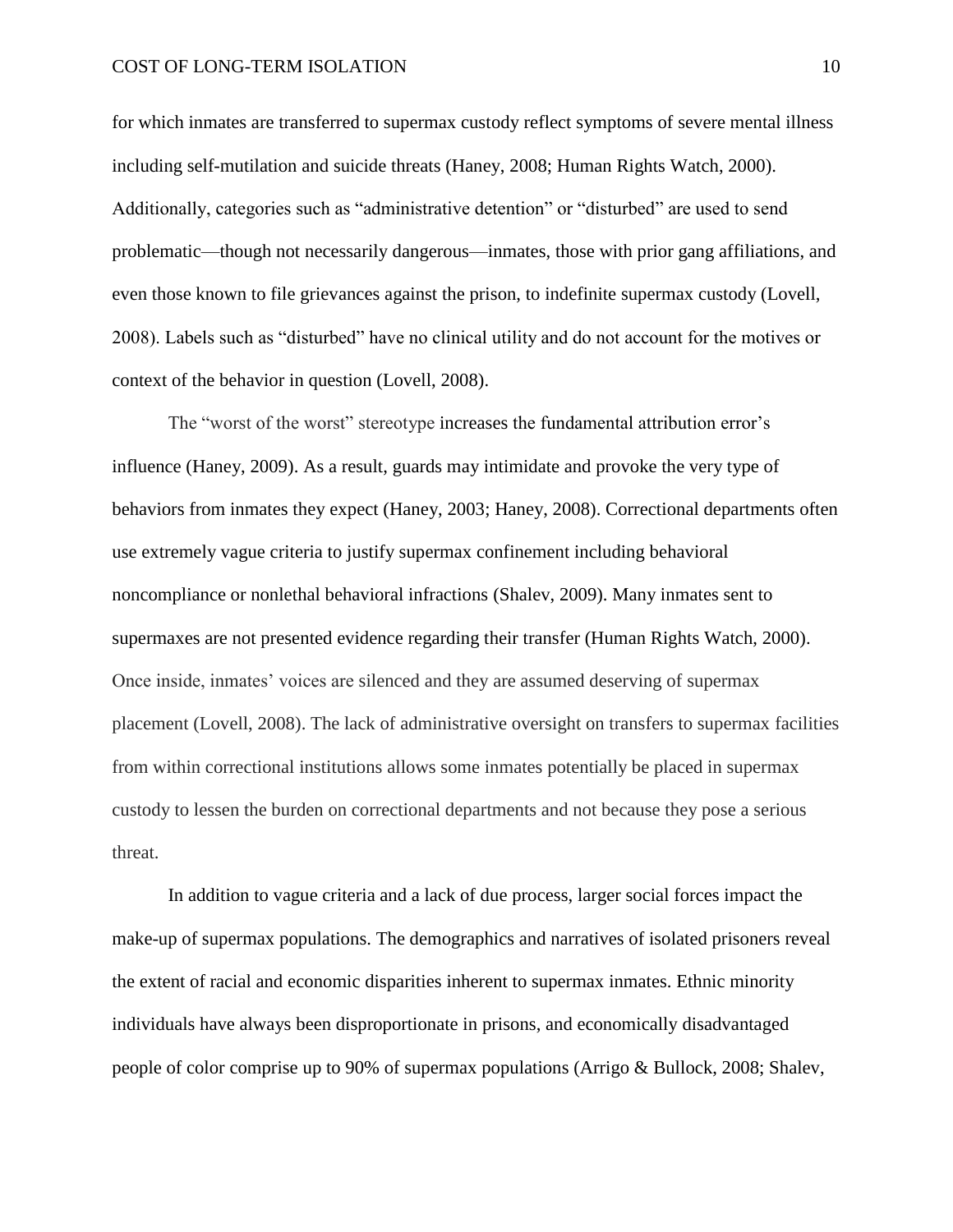for which inmates are transferred to supermax custody reflect symptoms of severe mental illness including self-mutilation and suicide threats (Haney, 2008; Human Rights Watch, 2000). Additionally, categories such as "administrative detention" or "disturbed" are used to send problematic—though not necessarily dangerous—inmates, those with prior gang affiliations, and even those known to file grievances against the prison, to indefinite supermax custody (Lovell, 2008). Labels such as "disturbed" have no clinical utility and do not account for the motives or context of the behavior in question (Lovell, 2008).

The "worst of the worst" stereotype increases the fundamental attribution error's influence (Haney, 2009). As a result, guards may intimidate and provoke the very type of behaviors from inmates they expect (Haney, 2003; Haney, 2008). Correctional departments often use extremely vague criteria to justify supermax confinement including behavioral noncompliance or nonlethal behavioral infractions (Shalev, 2009). Many inmates sent to supermaxes are not presented evidence regarding their transfer (Human Rights Watch, 2000). Once inside, inmates' voices are silenced and they are assumed deserving of supermax placement (Lovell, 2008). The lack of administrative oversight on transfers to supermax facilities from within correctional institutions allows some inmates potentially be placed in supermax custody to lessen the burden on correctional departments and not because they pose a serious threat.

In addition to vague criteria and a lack of due process, larger social forces impact the make-up of supermax populations. The demographics and narratives of isolated prisoners reveal the extent of racial and economic disparities inherent to supermax inmates. Ethnic minority individuals have always been disproportionate in prisons, and economically disadvantaged people of color comprise up to 90% of supermax populations (Arrigo & Bullock, 2008; Shalev,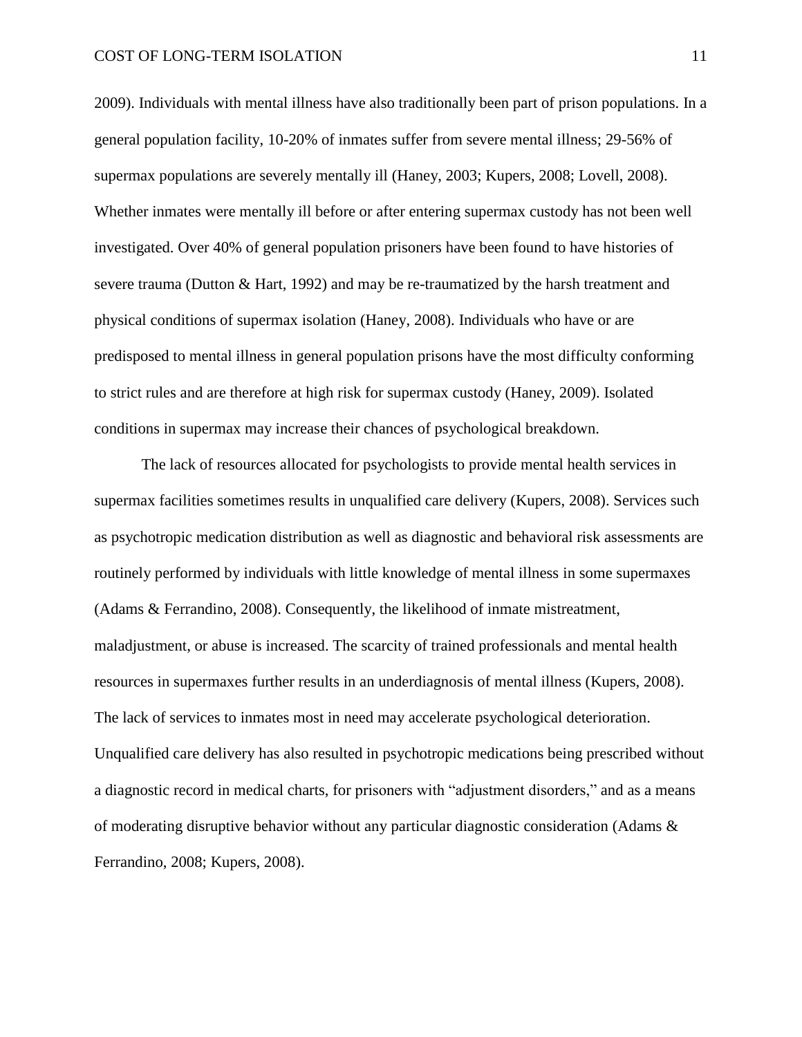2009). Individuals with mental illness have also traditionally been part of prison populations. In a general population facility, 10-20% of inmates suffer from severe mental illness; 29-56% of supermax populations are severely mentally ill (Haney, 2003; Kupers, 2008; Lovell, 2008). Whether inmates were mentally ill before or after entering supermax custody has not been well investigated. Over 40% of general population prisoners have been found to have histories of severe trauma (Dutton & Hart, 1992) and may be re-traumatized by the harsh treatment and physical conditions of supermax isolation (Haney, 2008). Individuals who have or are predisposed to mental illness in general population prisons have the most difficulty conforming to strict rules and are therefore at high risk for supermax custody (Haney, 2009). Isolated conditions in supermax may increase their chances of psychological breakdown.

The lack of resources allocated for psychologists to provide mental health services in supermax facilities sometimes results in unqualified care delivery (Kupers, 2008). Services such as psychotropic medication distribution as well as diagnostic and behavioral risk assessments are routinely performed by individuals with little knowledge of mental illness in some supermaxes (Adams & Ferrandino, 2008). Consequently, the likelihood of inmate mistreatment, maladjustment, or abuse is increased. The scarcity of trained professionals and mental health resources in supermaxes further results in an underdiagnosis of mental illness (Kupers, 2008). The lack of services to inmates most in need may accelerate psychological deterioration. Unqualified care delivery has also resulted in psychotropic medications being prescribed without a diagnostic record in medical charts, for prisoners with "adjustment disorders," and as a means of moderating disruptive behavior without any particular diagnostic consideration (Adams & Ferrandino, 2008; Kupers, 2008).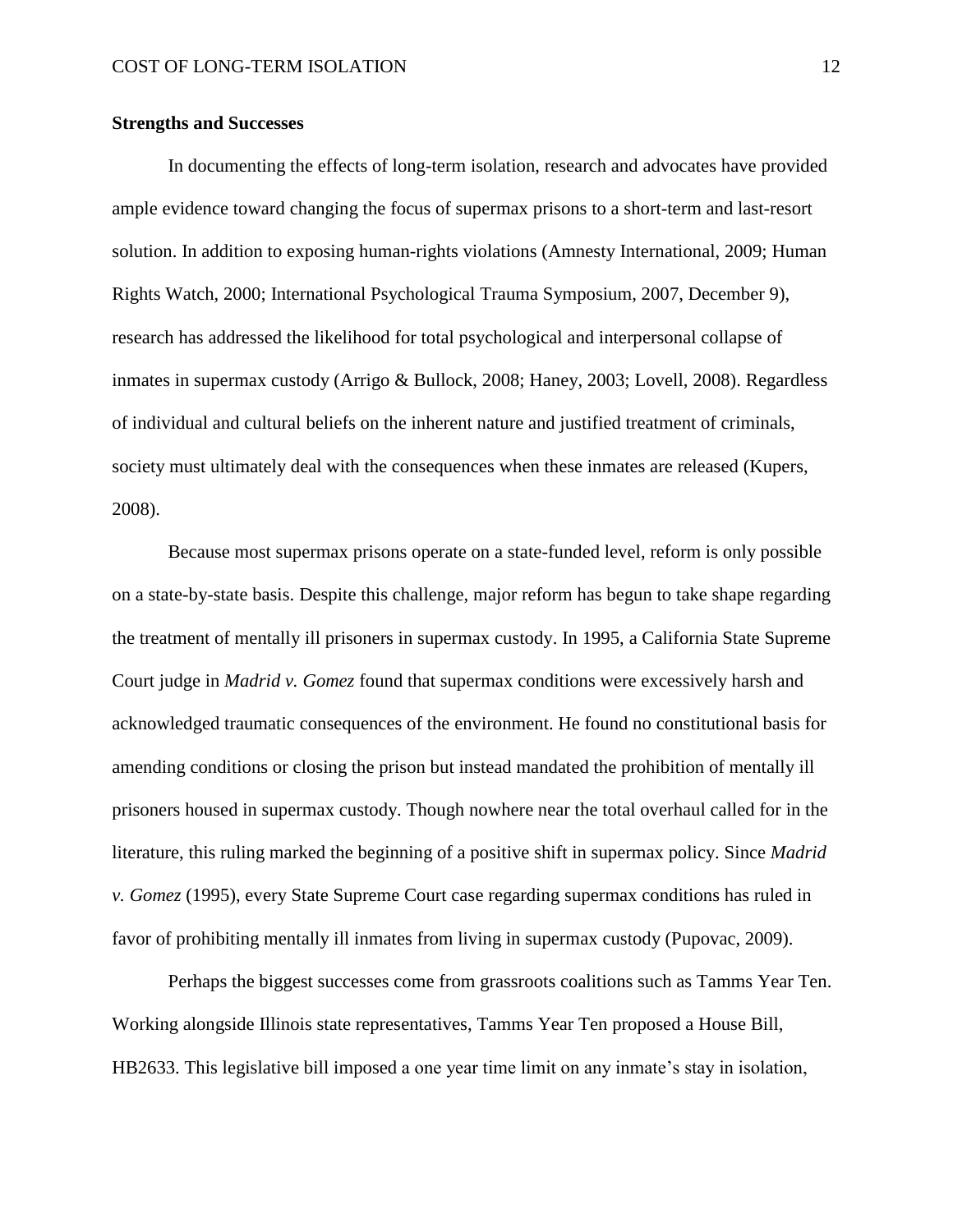**Strengths and Successes**

In documenting the effects of long-term isolation, research and advocates have provided ample evidence toward changing the focus of supermax prisons to a short-term and last-resort solution. In addition to exposing human-rights violations (Amnesty International, 2009; Human Rights Watch, 2000; International Psychological Trauma Symposium, 2007, December 9), research has addressed the likelihood for total psychological and interpersonal collapse of inmates in supermax custody (Arrigo & Bullock, 2008; Haney, 2003; Lovell, 2008). Regardless of individual and cultural beliefs on the inherent nature and justified treatment of criminals, society must ultimately deal with the consequences when these inmates are released (Kupers, 2008).

Because most supermax prisons operate on a state-funded level, reform is only possible on a state-by-state basis. Despite this challenge, major reform has begun to take shape regarding the treatment of mentally ill prisoners in supermax custody. In 1995, a California State Supreme Court judge in *Madrid v. Gomez* found that supermax conditions were excessively harsh and acknowledged traumatic consequences of the environment. He found no constitutional basis for amending conditions or closing the prison but instead mandated the prohibition of mentally ill prisoners housed in supermax custody. Though nowhere near the total overhaul called for in the literature, this ruling marked the beginning of a positive shift in supermax policy. Since *Madrid v. Gomez* (1995), every State Supreme Court case regarding supermax conditions has ruled in favor of prohibiting mentally ill inmates from living in supermax custody (Pupovac, 2009).

Perhaps the biggest successes come from grassroots coalitions such as Tamms Year Ten. Working alongside Illinois state representatives, Tamms Year Ten proposed a House Bill, HB2633. This legislative bill imposed a one year time limit on any inmate's stay in isolation,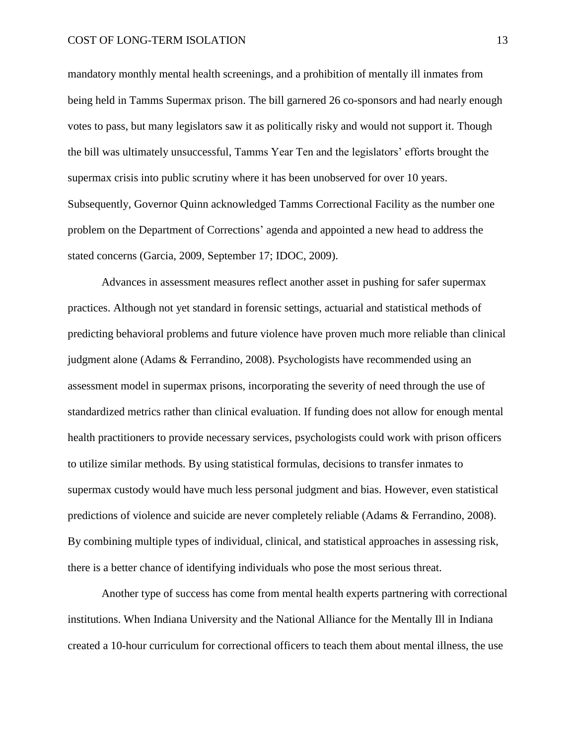mandatory monthly mental health screenings, and a prohibition of mentally ill inmates from being held in Tamms Supermax prison. The bill garnered 26 co-sponsors and had nearly enough votes to pass, but many legislators saw it as politically risky and would not support it. Though the bill was ultimately unsuccessful, Tamms Year Ten and the legislators' efforts brought the supermax crisis into public scrutiny where it has been unobserved for over 10 years. Subsequently, Governor Quinn acknowledged Tamms Correctional Facility as the number one problem on the Department of Corrections' agenda and appointed a new head to address the stated concerns (Garcia, 2009, September 17; IDOC, 2009).

Advances in assessment measures reflect another asset in pushing for safer supermax practices. Although not yet standard in forensic settings, actuarial and statistical methods of predicting behavioral problems and future violence have proven much more reliable than clinical judgment alone (Adams & Ferrandino, 2008). Psychologists have recommended using an assessment model in supermax prisons, incorporating the severity of need through the use of standardized metrics rather than clinical evaluation. If funding does not allow for enough mental health practitioners to provide necessary services, psychologists could work with prison officers to utilize similar methods. By using statistical formulas, decisions to transfer inmates to supermax custody would have much less personal judgment and bias. However, even statistical predictions of violence and suicide are never completely reliable (Adams & Ferrandino, 2008). By combining multiple types of individual, clinical, and statistical approaches in assessing risk, there is a better chance of identifying individuals who pose the most serious threat.

Another type of success has come from mental health experts partnering with correctional institutions. When Indiana University and the National Alliance for the Mentally Ill in Indiana created a 10-hour curriculum for correctional officers to teach them about mental illness, the use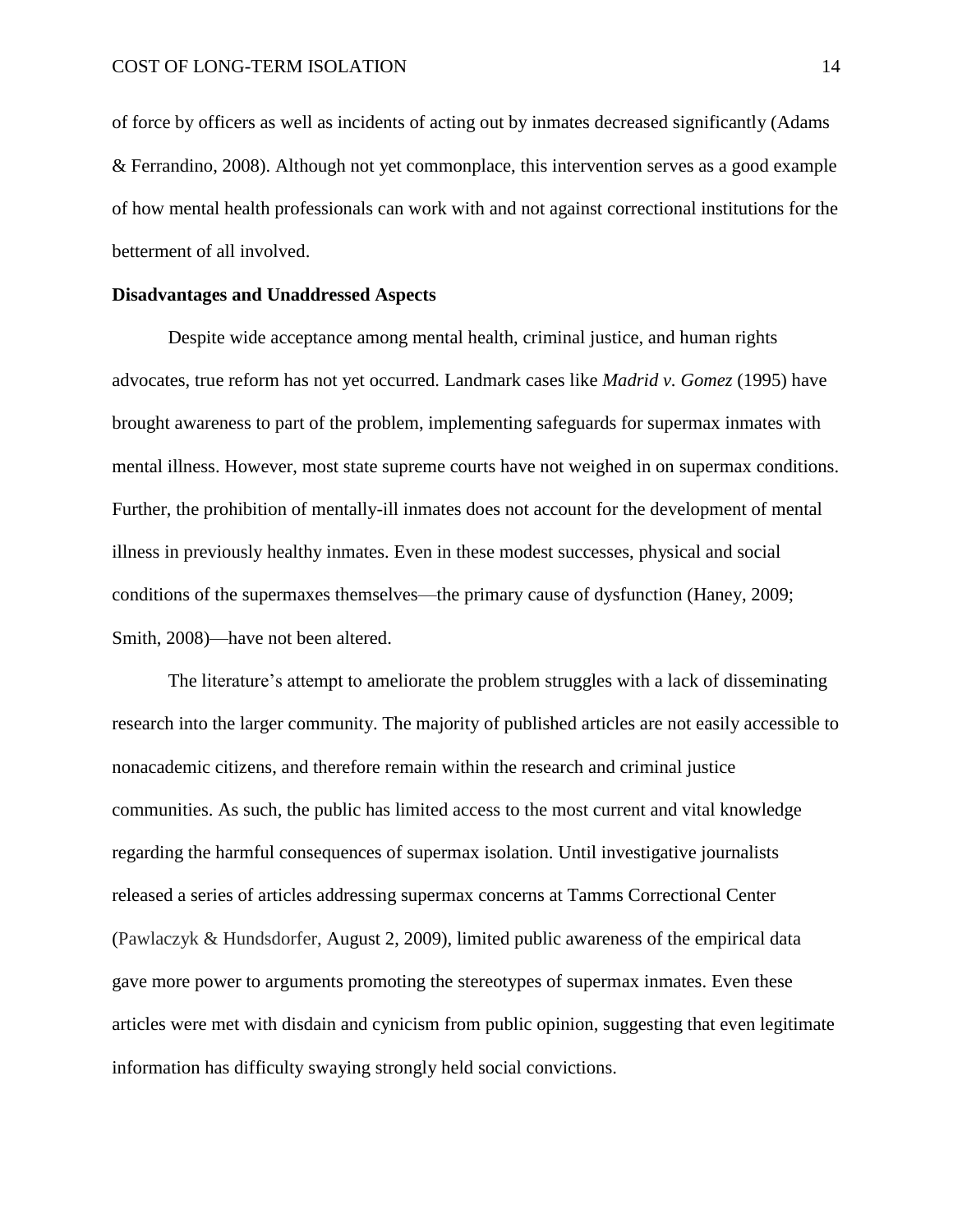of force by officers as well as incidents of acting out by inmates decreased significantly (Adams & Ferrandino, 2008). Although not yet commonplace, this intervention serves as a good example of how mental health professionals can work with and not against correctional institutions for the betterment of all involved.

**Disadvantages and Unaddressed Aspects**

Despite wide acceptance among mental health, criminal justice, and human rights advocates, true reform has not yet occurred. Landmark cases like *Madrid v. Gomez* (1995) have brought awareness to part of the problem, implementing safeguards for supermax inmates with mental illness. However, most state supreme courts have not weighed in on supermax conditions. Further, the prohibition of mentally-ill inmates does not account for the development of mental illness in previously healthy inmates. Even in these modest successes, physical and social conditions of the supermaxes themselves—the primary cause of dysfunction (Haney, 2009; Smith, 2008)—have not been altered.

The literature's attempt to ameliorate the problem struggles with a lack of disseminating research into the larger community. The majority of published articles are not easily accessible to nonacademic citizens, and therefore remain within the research and criminal justice communities. As such, the public has limited access to the most current and vital knowledge regarding the harmful consequences of supermax isolation. Until investigative journalists released a series of articles addressing supermax concerns at Tamms Correctional Center (Pawlaczyk & Hundsdorfer, August 2, 2009), limited public awareness of the empirical data gave more power to arguments promoting the stereotypes of supermax inmates. Even these articles were met with disdain and cynicism from public opinion, suggesting that even legitimate information has difficulty swaying strongly held social convictions.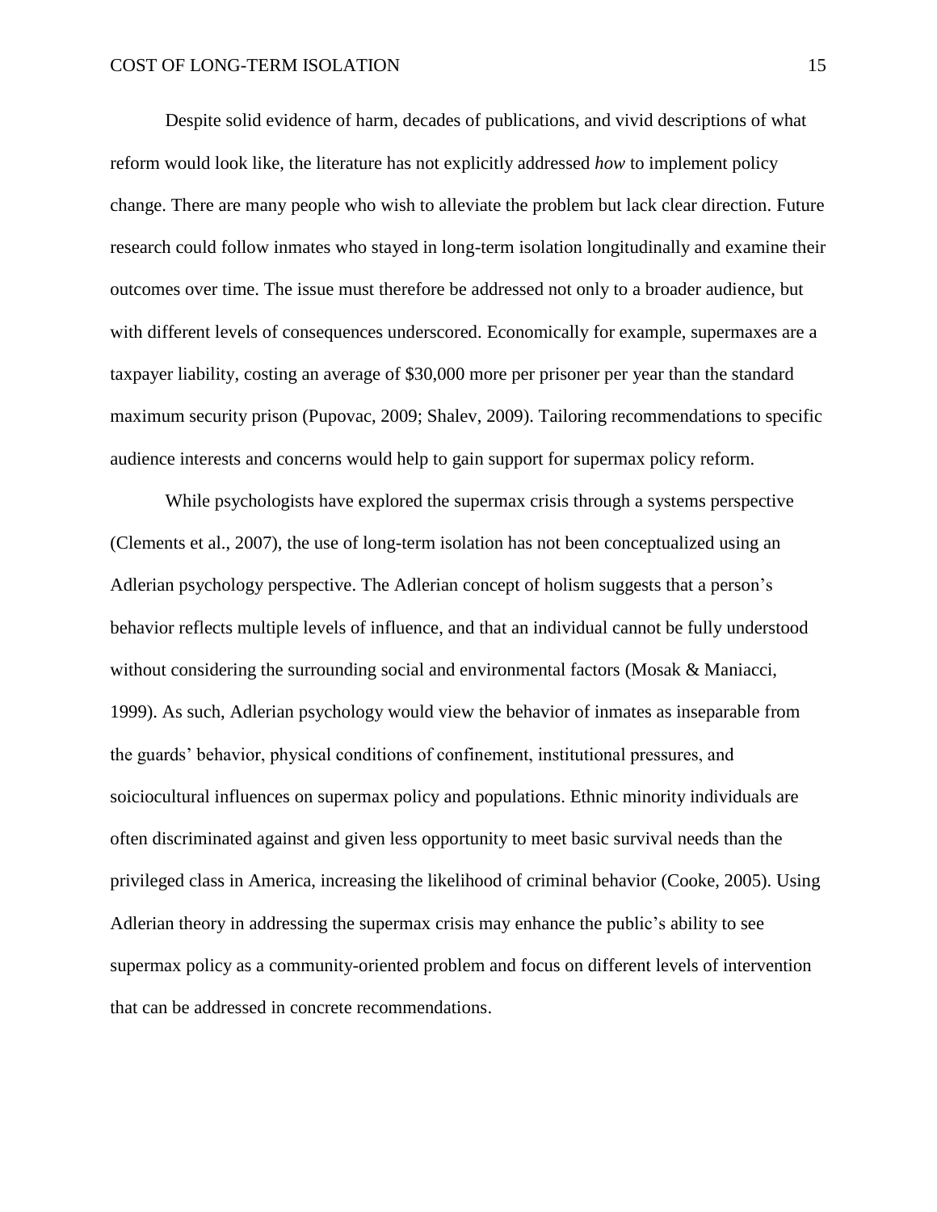Despite solid evidence of harm, decades of publications, and vivid descriptions of what reform would look like, the literature has not explicitly addressed *how* to implement policy change. There are many people who wish to alleviate the problem but lack clear direction. Future research could follow inmates who stayed in long-term isolation longitudinally and examine their outcomes over time. The issue must therefore be addressed not only to a broader audience, but with different levels of consequences underscored. Economically for example, supermaxes are a taxpayer liability, costing an average of $30,000 more per prisoner per year than the standard maximum security prison (Pupovac, 2009; Shalev, 2009). Tailoring recommendations to specific audience interests and concerns would help to gain support for supermax policy reform.

While psychologists have explored the supermax crisis through a systems perspective (Clements et al., 2007), the use of long-term isolation has not been conceptualized using an Adlerian psychology perspective. The Adlerian concept of holism suggests that a person's behavior reflects multiple levels of influence, and that an individual cannot be fully understood without considering the surrounding social and environmental factors (Mosak & Maniacci, 1999). As such, Adlerian psychology would view the behavior of inmates as inseparable from the guards' behavior, physical conditions of confinement, institutional pressures, and soiciocultural influences on supermax policy and populations. Ethnic minority individuals are often discriminated against and given less opportunity to meet basic survival needs than the privileged class in America, increasing the likelihood of criminal behavior (Cooke, 2005). Using Adlerian theory in addressing the supermax crisis may enhance the public's ability to see supermax policy as a community-oriented problem and focus on different levels of intervention that can be addressed in concrete recommendations.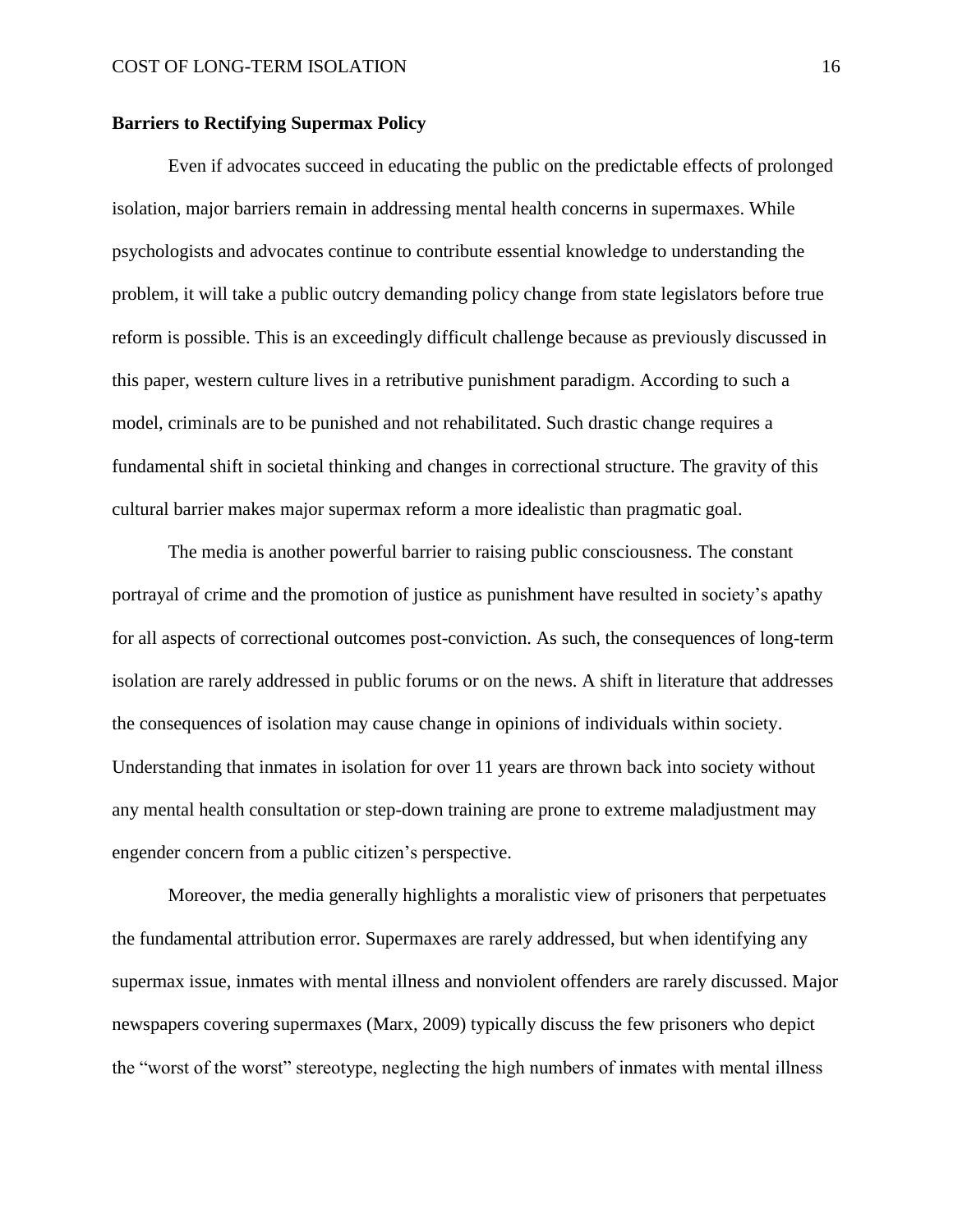**Barriers to Rectifying Supermax Policy**

Even if advocates succeed in educating the public on the predictable effects of prolonged isolation, major barriers remain in addressing mental health concerns in supermaxes. While psychologists and advocates continue to contribute essential knowledge to understanding the problem, it will take a public outcry demanding policy change from state legislators before true reform is possible. This is an exceedingly difficult challenge because as previously discussed in this paper, western culture lives in a retributive punishment paradigm. According to such a model, criminals are to be punished and not rehabilitated. Such drastic change requires a fundamental shift in societal thinking and changes in correctional structure. The gravity of this cultural barrier makes major supermax reform a more idealistic than pragmatic goal.

The media is another powerful barrier to raising public consciousness. The constant portrayal of crime and the promotion of justice as punishment have resulted in society's apathy for all aspects of correctional outcomes post-conviction. As such, the consequences of long-term isolation are rarely addressed in public forums or on the news. A shift in literature that addresses the consequences of isolation may cause change in opinions of individuals within society. Understanding that inmates in isolation for over 11 years are thrown back into society without any mental health consultation or step-down training are prone to extreme maladjustment may engender concern from a public citizen's perspective.

Moreover, the media generally highlights a moralistic view of prisoners that perpetuates the fundamental attribution error. Supermaxes are rarely addressed, but when identifying any supermax issue, inmates with mental illness and nonviolent offenders are rarely discussed. Major newspapers covering supermaxes (Marx, 2009) typically discuss the few prisoners who depict the "worst of the worst" stereotype, neglecting the high numbers of inmates with mental illness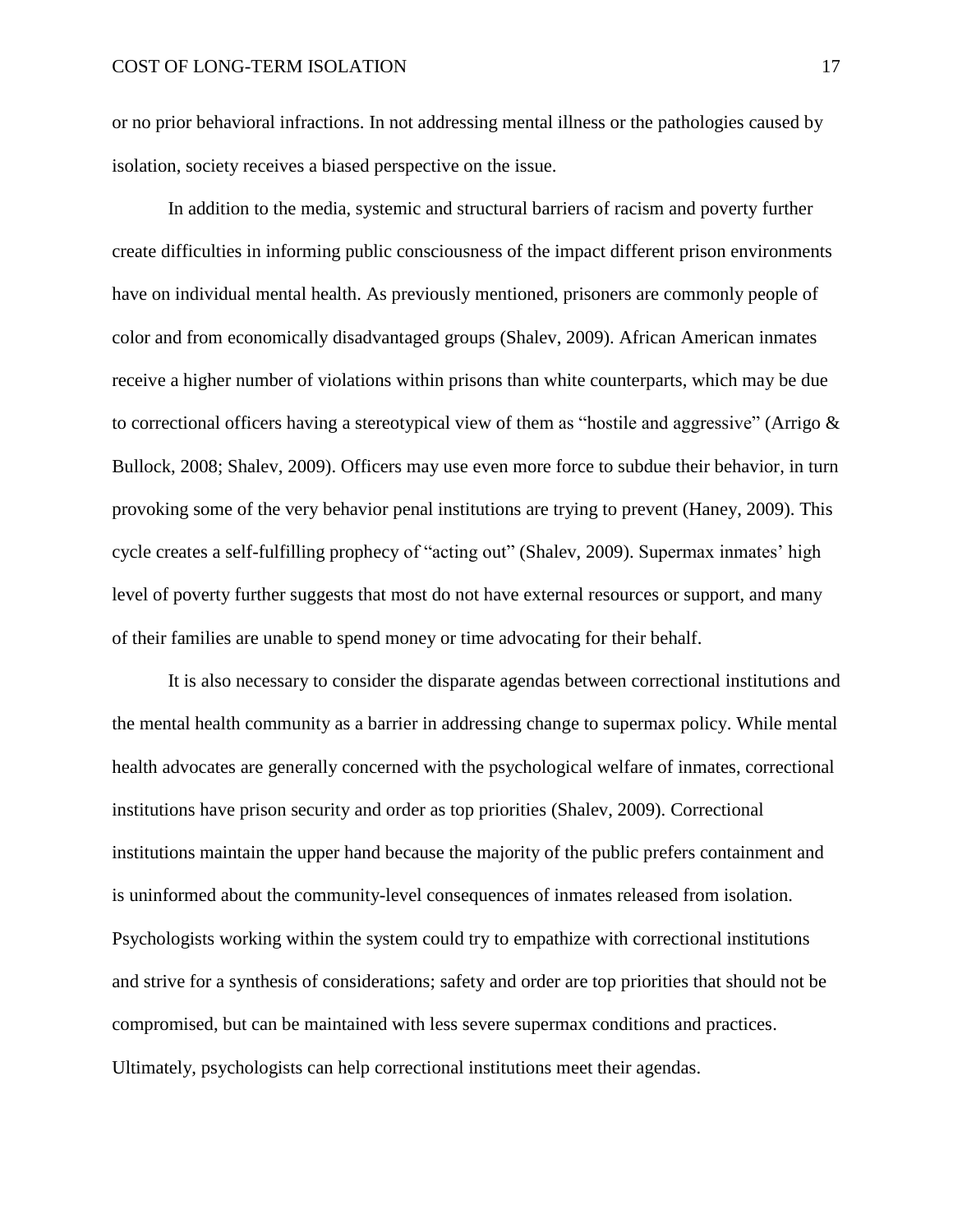or no prior behavioral infractions. In not addressing mental illness or the pathologies caused by isolation, society receives a biased perspective on the issue.

In addition to the media, systemic and structural barriers of racism and poverty further create difficulties in informing public consciousness of the impact different prison environments have on individual mental health. As previously mentioned, prisoners are commonly people of color and from economically disadvantaged groups (Shalev, 2009). African American inmates receive a higher number of violations within prisons than white counterparts, which may be due to correctional officers having a stereotypical view of them as "hostile and aggressive" (Arrigo & Bullock, 2008; Shalev, 2009). Officers may use even more force to subdue their behavior, in turn provoking some of the very behavior penal institutions are trying to prevent (Haney, 2009). This cycle creates a self-fulfilling prophecy of "acting out" (Shalev, 2009). Supermax inmates' high level of poverty further suggests that most do not have external resources or support, and many of their families are unable to spend money or time advocating for their behalf.

It is also necessary to consider the disparate agendas between correctional institutions and the mental health community as a barrier in addressing change to supermax policy. While mental health advocates are generally concerned with the psychological welfare of inmates, correctional institutions have prison security and order as top priorities (Shalev, 2009). Correctional institutions maintain the upper hand because the majority of the public prefers containment and is uninformed about the community-level consequences of inmates released from isolation. Psychologists working within the system could try to empathize with correctional institutions and strive for a synthesis of considerations; safety and order are top priorities that should not be compromised, but can be maintained with less severe supermax conditions and practices. Ultimately, psychologists can help correctional institutions meet their agendas.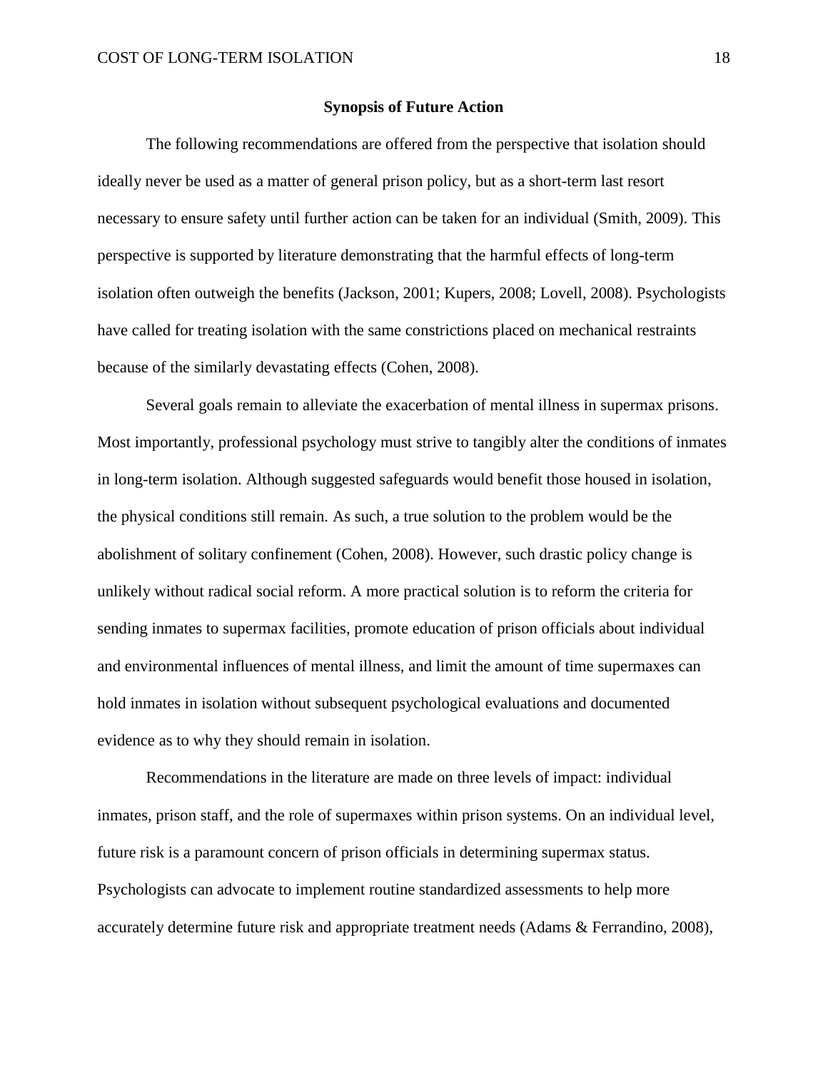## Synopsis of Future Action

The following recommendations are offered from the perspective that isolation should ideally never be used as a matter of general prison policy, but as a short-term last resort necessary to ensure safety until further action can be taken for an individual (Smith, 2009). This perspective is supported by literature demonstrating that the harmful effects of long-term isolation often outweigh the benefits (Jackson, 2001; Kupers, 2008; Lovell, 2008). Psychologists have called for treating isolation with the same constrictions placed on mechanical restraints because of the similarly devastating effects (Cohen, 2008).

Several goals remain to alleviate the exacerbation of mental illness in supermax prisons. Most importantly, professional psychology must strive to tangibly alter the conditions of inmates in long-term isolation. Although suggested safeguards would benefit those housed in isolation, the physical conditions still remain. As such, a true solution to the problem would be the abolishment of solitary confinement (Cohen, 2008). However, such drastic policy change is unlikely without radical social reform. A more practical solution is to reform the criteria for sending inmates to supermax facilities, promote education of prison officials about individual and environmental influences of mental illness, and limit the amount of time supermaxes can hold inmates in isolation without subsequent psychological evaluations and documented evidence as to why they should remain in isolation.

Recommendations in the literature are made on three levels of impact: individual inmates, prison staff, and the role of supermaxes within prison systems. On an individual level, future risk is a paramount concern of prison officials in determining supermax status. Psychologists can advocate to implement routine standardized assessments to help more accurately determine future risk and appropriate treatment needs (Adams & Ferrandino, 2008),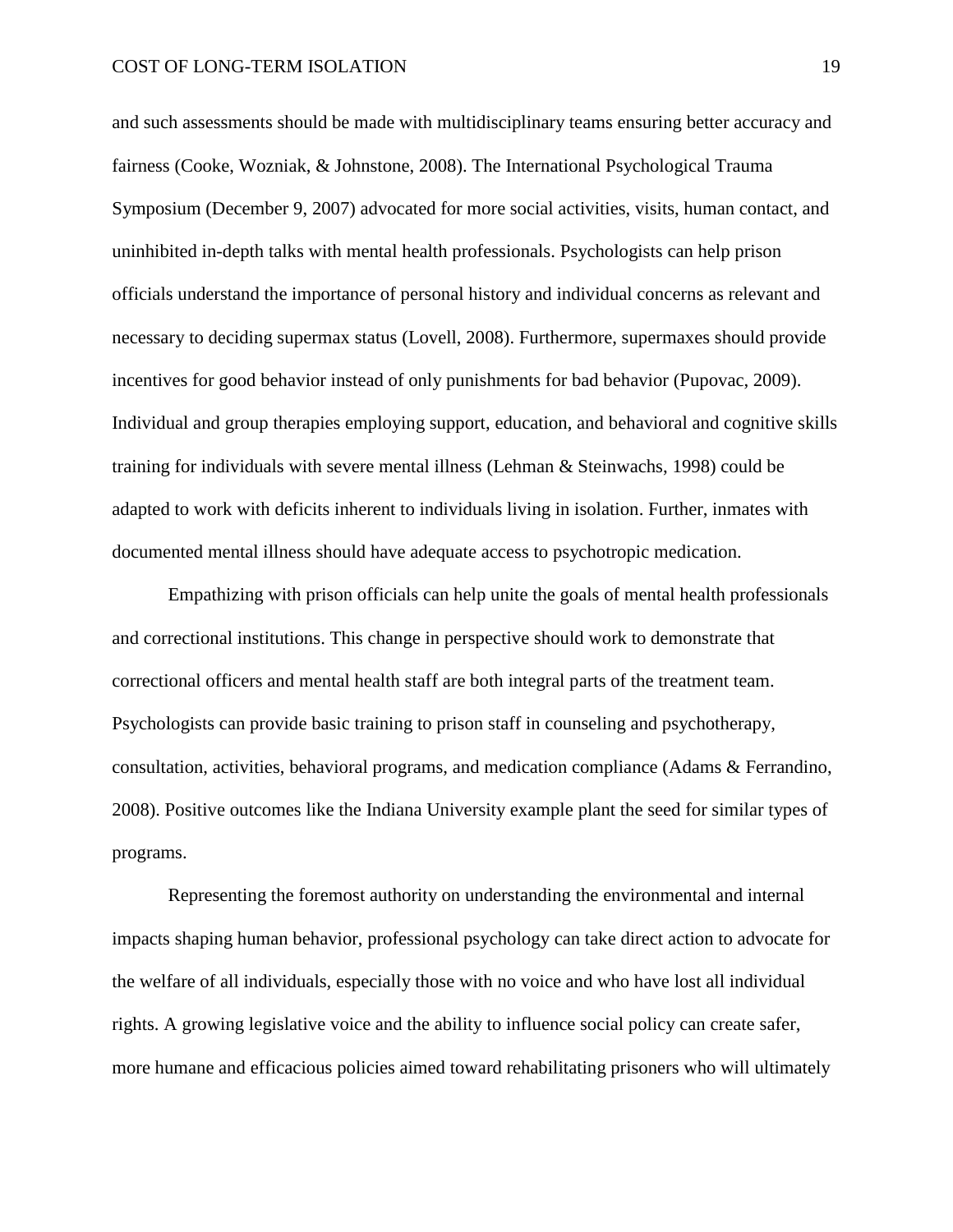and such assessments should be made with multidisciplinary teams ensuring better accuracy and fairness (Cooke, Wozniak, & Johnstone, 2008). The International Psychological Trauma Symposium (December 9, 2007) advocated for more social activities, visits, human contact, and uninhibited in-depth talks with mental health professionals. Psychologists can help prison officials understand the importance of personal history and individual concerns as relevant and necessary to deciding supermax status (Lovell, 2008). Furthermore, supermaxes should provide incentives for good behavior instead of only punishments for bad behavior (Pupovac, 2009). Individual and group therapies employing support, education, and behavioral and cognitive skills training for individuals with severe mental illness (Lehman & Steinwachs, 1998) could be adapted to work with deficits inherent to individuals living in isolation. Further, inmates with documented mental illness should have adequate access to psychotropic medication.

Empathizing with prison officials can help unite the goals of mental health professionals and correctional institutions. This change in perspective should work to demonstrate that correctional officers and mental health staff are both integral parts of the treatment team. Psychologists can provide basic training to prison staff in counseling and psychotherapy, consultation, activities, behavioral programs, and medication compliance (Adams & Ferrandino, 2008). Positive outcomes like the Indiana University example plant the seed for similar types of programs.

Representing the foremost authority on understanding the environmental and internal impacts shaping human behavior, professional psychology can take direct action to advocate for the welfare of all individuals, especially those with no voice and who have lost all individual rights. A growing legislative voice and the ability to influence social policy can create safer, more humane and efficacious policies aimed toward rehabilitating prisoners who will ultimately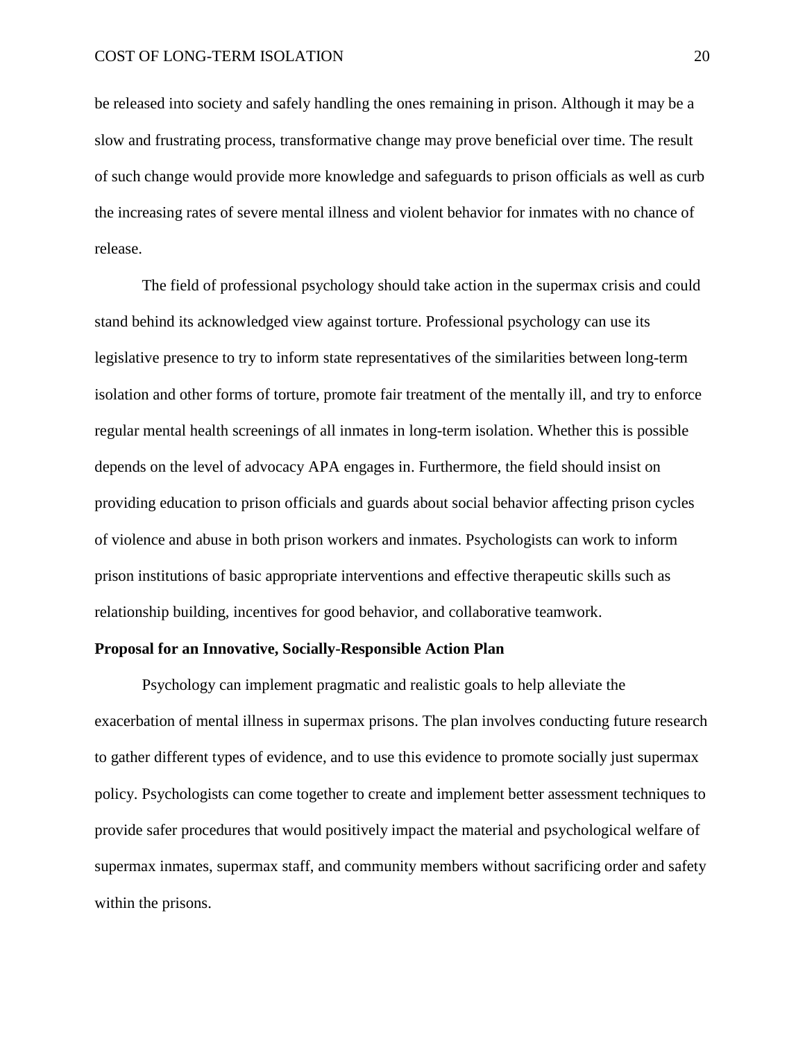be released into society and safely handling the ones remaining in prison. Although it may be a slow and frustrating process, transformative change may prove beneficial over time. The result of such change would provide more knowledge and safeguards to prison officials as well as curb the increasing rates of severe mental illness and violent behavior for inmates with no chance of release.

The field of professional psychology should take action in the supermax crisis and could stand behind its acknowledged view against torture. Professional psychology can use its legislative presence to try to inform state representatives of the similarities between long-term isolation and other forms of torture, promote fair treatment of the mentally ill, and try to enforce regular mental health screenings of all inmates in long-term isolation. Whether this is possible depends on the level of advocacy APA engages in. Furthermore, the field should insist on providing education to prison officials and guards about social behavior affecting prison cycles of violence and abuse in both prison workers and inmates. Psychologists can work to inform prison institutions of basic appropriate interventions and effective therapeutic skills such as relationship building, incentives for good behavior, and collaborative teamwork.

**Proposal for an Innovative, Socially-Responsible Action Plan**

Psychology can implement pragmatic and realistic goals to help alleviate the exacerbation of mental illness in supermax prisons. The plan involves conducting future research to gather different types of evidence, and to use this evidence to promote socially just supermax policy. Psychologists can come together to create and implement better assessment techniques to provide safer procedures that would positively impact the material and psychological welfare of supermax inmates, supermax staff, and community members without sacrificing order and safety within the prisons.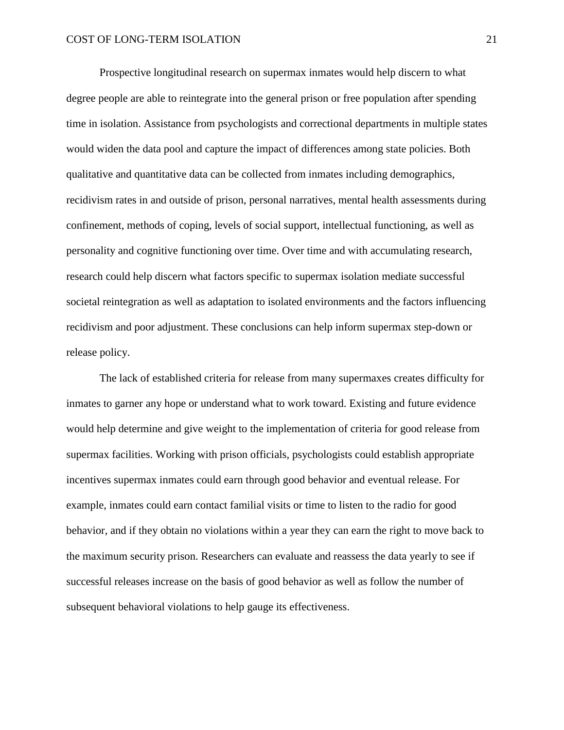Prospective longitudinal research on supermax inmates would help discern to what degree people are able to reintegrate into the general prison or free population after spending time in isolation. Assistance from psychologists and correctional departments in multiple states would widen the data pool and capture the impact of differences among state policies. Both qualitative and quantitative data can be collected from inmates including demographics, recidivism rates in and outside of prison, personal narratives, mental health assessments during confinement, methods of coping, levels of social support, intellectual functioning, as well as personality and cognitive functioning over time. Over time and with accumulating research, research could help discern what factors specific to supermax isolation mediate successful societal reintegration as well as adaptation to isolated environments and the factors influencing recidivism and poor adjustment. These conclusions can help inform supermax step-down or release policy.

The lack of established criteria for release from many supermaxes creates difficulty for inmates to garner any hope or understand what to work toward. Existing and future evidence would help determine and give weight to the implementation of criteria for good release from supermax facilities. Working with prison officials, psychologists could establish appropriate incentives supermax inmates could earn through good behavior and eventual release. For example, inmates could earn contact familial visits or time to listen to the radio for good behavior, and if they obtain no violations within a year they can earn the right to move back to the maximum security prison. Researchers can evaluate and reassess the data yearly to see if successful releases increase on the basis of good behavior as well as follow the number of subsequent behavioral violations to help gauge its effectiveness.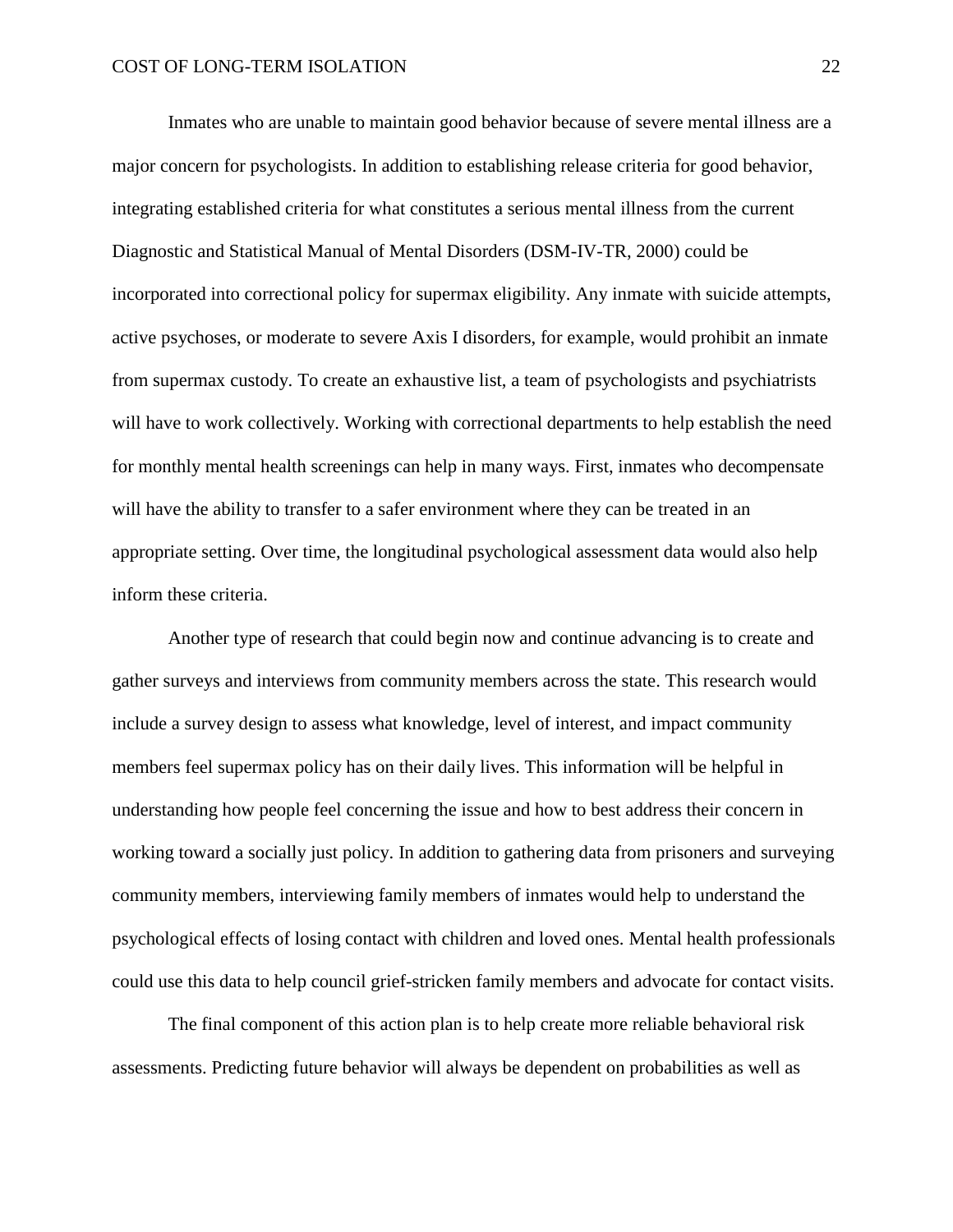Inmates who are unable to maintain good behavior because of severe mental illness are a major concern for psychologists. In addition to establishing release criteria for good behavior, integrating established criteria for what constitutes a serious mental illness from the current Diagnostic and Statistical Manual of Mental Disorders (DSM-IV-TR, 2000) could be incorporated into correctional policy for supermax eligibility. Any inmate with suicide attempts, active psychoses, or moderate to severe Axis I disorders, for example, would prohibit an inmate from supermax custody. To create an exhaustive list, a team of psychologists and psychiatrists will have to work collectively. Working with correctional departments to help establish the need for monthly mental health screenings can help in many ways. First, inmates who decompensate will have the ability to transfer to a safer environment where they can be treated in an appropriate setting. Over time, the longitudinal psychological assessment data would also help inform these criteria.

Another type of research that could begin now and continue advancing is to create and gather surveys and interviews from community members across the state. This research would include a survey design to assess what knowledge, level of interest, and impact community members feel supermax policy has on their daily lives. This information will be helpful in understanding how people feel concerning the issue and how to best address their concern in working toward a socially just policy. In addition to gathering data from prisoners and surveying community members, interviewing family members of inmates would help to understand the psychological effects of losing contact with children and loved ones. Mental health professionals could use this data to help council grief-stricken family members and advocate for contact visits.

The final component of this action plan is to help create more reliable behavioral risk assessments. Predicting future behavior will always be dependent on probabilities as well as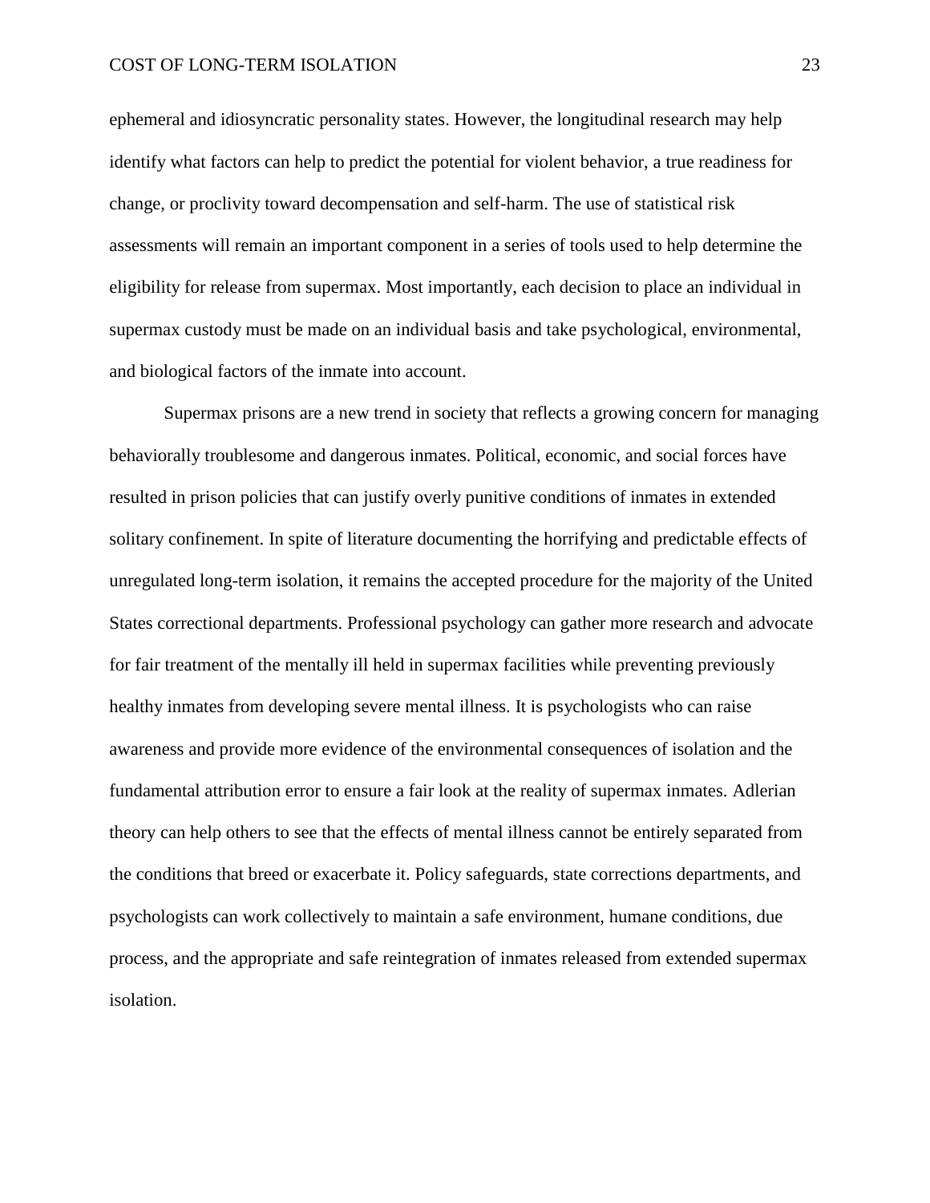ephemeral and idiosyncratic personality states. However, the longitudinal research may help identify what factors can help to predict the potential for violent behavior, a true readiness for change, or proclivity toward decompensation and self-harm. The use of statistical risk assessments will remain an important component in a series of tools used to help determine the eligibility for release from supermax. Most importantly, each decision to place an individual in supermax custody must be made on an individual basis and take psychological, environmental, and biological factors of the inmate into account.

Supermax prisons are a new trend in society that reflects a growing concern for managing behaviorally troublesome and dangerous inmates. Political, economic, and social forces have resulted in prison policies that can justify overly punitive conditions of inmates in extended solitary confinement. In spite of literature documenting the horrifying and predictable effects of unregulated long-term isolation, it remains the accepted procedure for the majority of the United States correctional departments. Professional psychology can gather more research and advocate for fair treatment of the mentally ill held in supermax facilities while preventing previously healthy inmates from developing severe mental illness. It is psychologists who can raise awareness and provide more evidence of the environmental consequences of isolation and the fundamental attribution error to ensure a fair look at the reality of supermax inmates. Adlerian theory can help others to see that the effects of mental illness cannot be entirely separated from the conditions that breed or exacerbate it. Policy safeguards, state corrections departments, and psychologists can work collectively to maintain a safe environment, humane conditions, due process, and the appropriate and safe reintegration of inmates released from extended supermax isolation.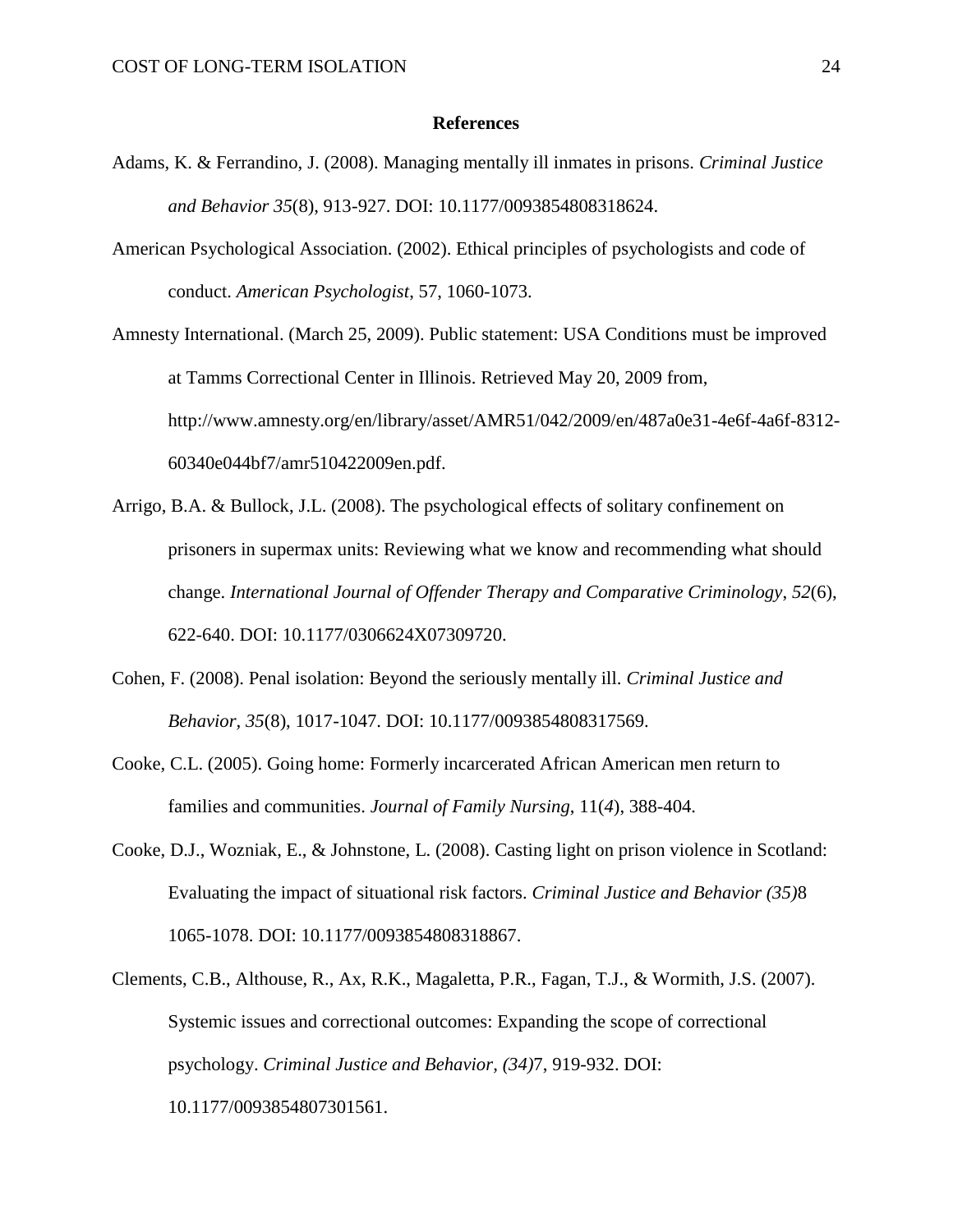**References**

Adams, K. & Ferrandino, J. (2008). Managing mentally ill inmates in prisons. *Criminal Justice and Behavior 35*(8), 913-927. DOI: 10.1177/0093854808318624.

American Psychological Association. (2002). Ethical principles of psychologists and code of conduct. *American Psychologist*, 57, 1060-1073.

Amnesty International. (March 25, 2009). Public statement: USA Conditions must be improved at Tamms Correctional Center in Illinois. Retrieved May 20, 2009 from, http://www.amnesty.org/en/library/asset/AMR51/042/2009/en/487a0e31-4e6f-4a6f-8312-60340e044bf7/amr510422009en.pdf.

Arrigo, B.A. & Bullock, J.L. (2008). The psychological effects of solitary confinement on prisoners in supermax units: Reviewing what we know and recommending what should change. *International Journal of Offender Therapy and Comparative Criminology*, *52*(6), 622-640. DOI: 10.1177/0306624X07309720.

Cohen, F. (2008). Penal isolation: Beyond the seriously mentally ill. *Criminal Justice and Behavior*, *35*(8), 1017-1047. DOI: 10.1177/0093854808317569.

Cooke, C.L. (2005). Going home: Formerly incarcerated African American men return to families and communities. *Journal of Family Nursing*, 11(*4*), 388-404.

Cooke, D.J., Wozniak, E., & Johnstone, L. (2008). Casting light on prison violence in Scotland: Evaluating the impact of situational risk factors. *Criminal Justice and Behavior (35)*8 1065-1078. DOI: 10.1177/0093854808318867.

Clements, C.B., Althouse, R., Ax, R.K., Magaletta, P.R., Fagan, T.J., & Wormith, J.S. (2007). Systemic issues and correctional outcomes: Expanding the scope of correctional psychology. *Criminal Justice and Behavior*, *(34)*7, 919-932. DOI: 10.1177/0093854807301561.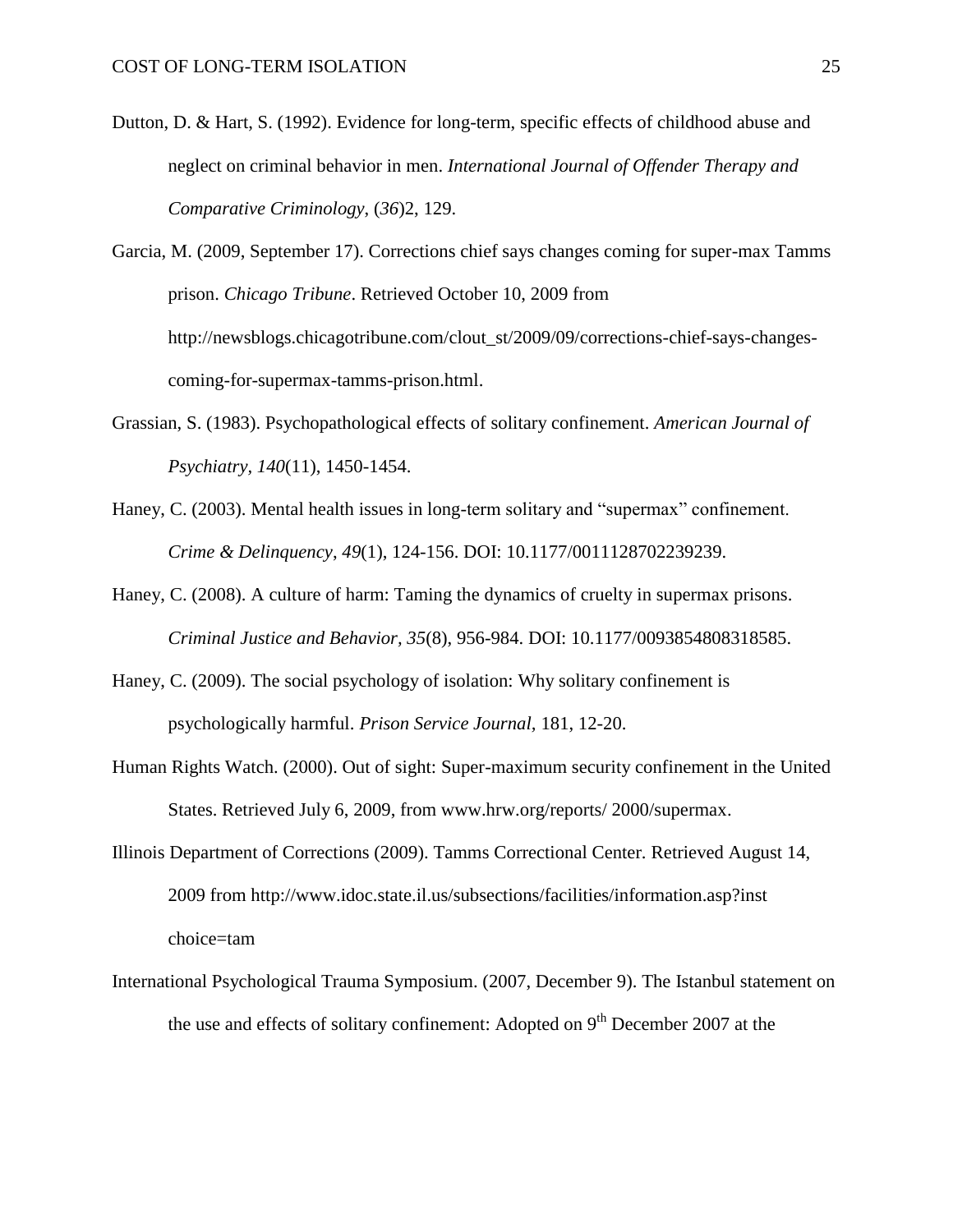Dutton, D. & Hart, S. (1992). Evidence for long-term, specific effects of childhood abuse and neglect on criminal behavior in men. *International Journal of Offender Therapy and Comparative Criminology*, (*36*)2, 129.

Garcia, M. (2009, September 17). Corrections chief says changes coming for super-max Tamms prison. *Chicago Tribune*. Retrieved October 10, 2009 from http://newsblogs.chicagotribune.com/clout_st/2009/09/corrections-chief-says-changes-coming-for-supermax-tamms-prison.html.

Grassian, S. (1983). Psychopathological effects of solitary confinement. *American Journal of Psychiatry*, *140*(11), 1450-1454.

Haney, C. (2003). Mental health issues in long-term solitary and "supermax" confinement. *Crime & Delinquency*, *49*(1), 124-156. DOI: 10.1177/0011128702239239.

Haney, C. (2008). A culture of harm: Taming the dynamics of cruelty in supermax prisons. *Criminal Justice and Behavior*, *35*(8), 956-984. DOI: 10.1177/0093854808318585.

Haney, C. (2009). The social psychology of isolation: Why solitary confinement is psychologically harmful. *Prison Service Journal*, 181, 12-20.

Human Rights Watch. (2000). Out of sight: Super-maximum security confinement in the United States. Retrieved July 6, 2009, from www.hrw.org/reports/ 2000/supermax.

Illinois Department of Corrections (2009). Tamms Correctional Center. Retrieved August 14, 2009 from http://www.idoc.state.il.us/subsections/facilities/information.asp?inst choice=tam

International Psychological Trauma Symposium. (2007, December 9). The Istanbul statement on the use and effects of solitary confinement: Adopted on 9th December 2007 at the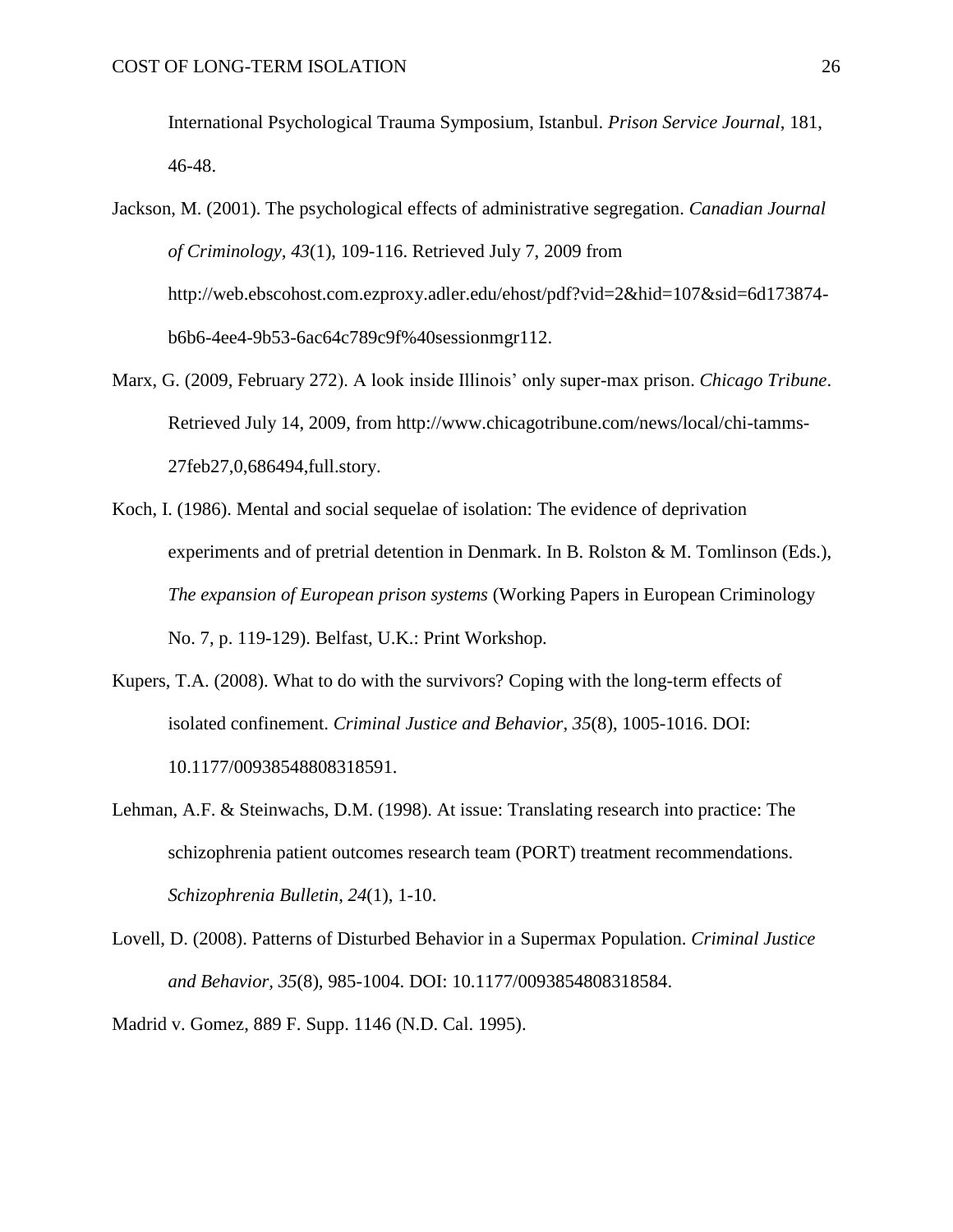International Psychological Trauma Symposium, Istanbul. *Prison Service Journal*, 181, 46-48.

Jackson, M. (2001). The psychological effects of administrative segregation. *Canadian Journal of Criminology*, *43*(1), 109-116. Retrieved July 7, 2009 from http://web.ebscohost.com.ezproxy.adler.edu/ehost/pdf?vid=2&hid=107&sid=6d173874-b6b6-4ee4-9b53-6ac64c789c9f%40sessionmgr112.

Marx, G. (2009, February 272). A look inside Illinois' only super-max prison. *Chicago Tribune*. Retrieved July 14, 2009, from http://www.chicagotribune.com/news/local/chi-tamms-27feb27,0,686494,full.story.

Koch, I. (1986). Mental and social sequelae of isolation: The evidence of deprivation experiments and of pretrial detention in Denmark. In B. Rolston & M. Tomlinson (Eds.), *The expansion of European prison systems* (Working Papers in European Criminology No. 7, p. 119-129). Belfast, U.K.: Print Workshop.

Kupers, T.A. (2008). What to do with the survivors? Coping with the long-term effects of isolated confinement. *Criminal Justice and Behavior*, *35*(8), 1005-1016. DOI: 10.1177/00938548808318591.

Lehman, A.F. & Steinwachs, D.M. (1998). At issue: Translating research into practice: The schizophrenia patient outcomes research team (PORT) treatment recommendations. *Schizophrenia Bulletin*, *24*(1), 1-10.

Lovell, D. (2008). Patterns of Disturbed Behavior in a Supermax Population. *Criminal Justice and Behavior*, *35*(8), 985-1004. DOI: 10.1177/0093854808318584.

Madrid v. Gomez, 889 F. Supp. 1146 (N.D. Cal. 1995).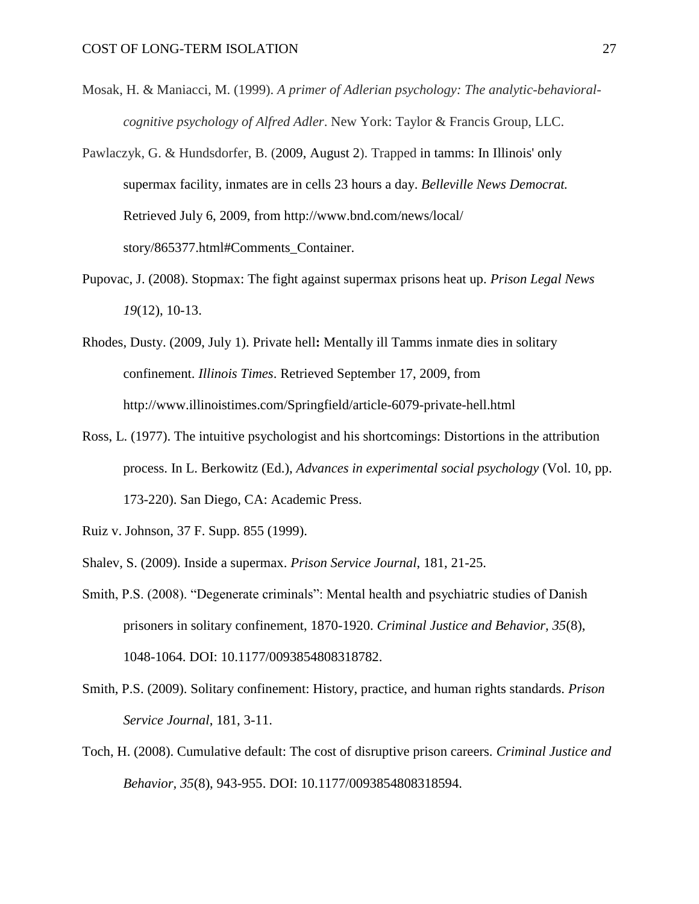Mosak, H. & Maniacci, M. (1999). *A primer of Adlerian psychology: The analytic-behavioral-cognitive psychology of Alfred Adler*. New York: Taylor & Francis Group, LLC.

Pawlaczyk, G. & Hundsdorfer, B. (2009, August 2). Trapped in tamms: In Illinois' only supermax facility, inmates are in cells 23 hours a day. *Belleville News Democrat.* Retrieved July 6, 2009, from http://www.bnd.com/news/local/story/865377.html#Comments_Container.

Pupovac, J. (2008). Stopmax: The fight against supermax prisons heat up. *Prison Legal News 19*(12), 10-13.

Rhodes, Dusty. (2009, July 1). Private hell**:** Mentally ill Tamms inmate dies in solitary confinement. *Illinois Times*. Retrieved September 17, 2009, from http://www.illinoistimes.com/Springfield/article-6079-private-hell.html

Ross, L. (1977). The intuitive psychologist and his shortcomings: Distortions in the attribution process. In L. Berkowitz (Ed.), *Advances in experimental social psychology* (Vol. 10, pp. 173-220). San Diego, CA: Academic Press.

Ruiz v. Johnson, 37 F. Supp. 855 (1999).

Shalev, S. (2009). Inside a supermax. *Prison Service Journal*, 181, 21-25.

Smith, P.S. (2008). "Degenerate criminals": Mental health and psychiatric studies of Danish prisoners in solitary confinement, 1870-1920. *Criminal Justice and Behavior, 35*(8), 1048-1064. DOI: 10.1177/0093854808318782.

Smith, P.S. (2009). Solitary confinement: History, practice, and human rights standards. *Prison Service Journal*, 181, 3-11.

Toch, H. (2008). Cumulative default: The cost of disruptive prison careers. *Criminal Justice and Behavior, 35*(8), 943-955. DOI: 10.1177/0093854808318594.